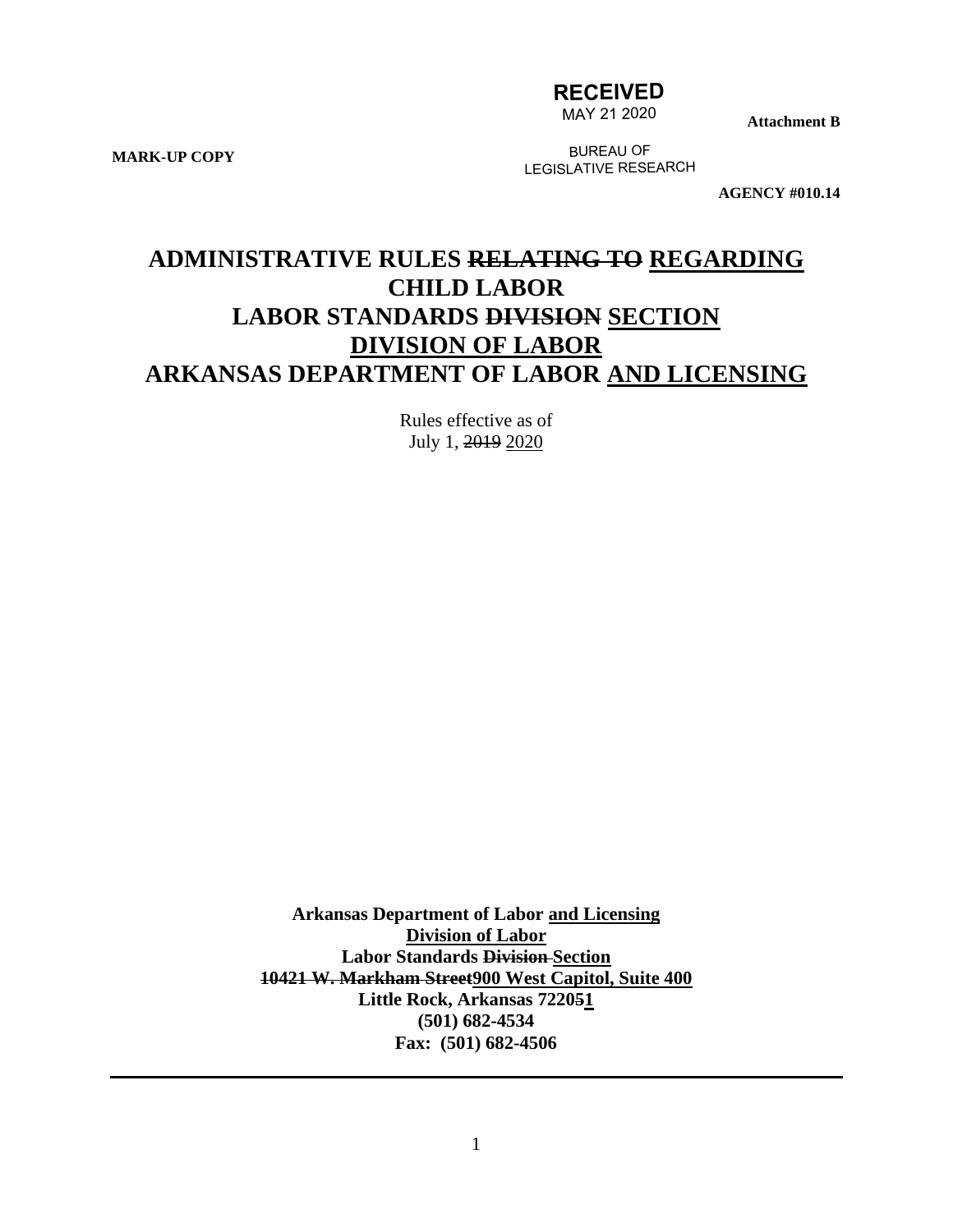**RECEIVED**
MAY 21 2020
BUREAU OF
LEGISLATIVE RESEARCH

**Attachment B**

**MARK-UP COPY**

**AGENCY #010.14**

# ADMINISTRATIVE RULES ~~RELATING TO~~ <u>REGARDING</u> CHILD LABOR LABOR STANDARDS ~~DIVISION~~ <u>SECTION</u> <u>DIVISION OF LABOR</u> ARKANSAS DEPARTMENT OF LABOR <u>AND LICENSING</u>

Rules effective as of
July 1, ~~2019~~ <u>2020</u>

**Arkansas Department of Labor <u>and Licensing</u>**
**<u>Division of Labor</u>**
**Labor Standards ~~Division~~ <u>Section</u>**
**~~10421 W. Markham Street~~<u>900 West Capitol, Suite 400</u>**
**Little Rock, Arkansas 7220~~5~~<u>1</u>**
**(501) 682-4534**
**Fax: (501) 682-4506**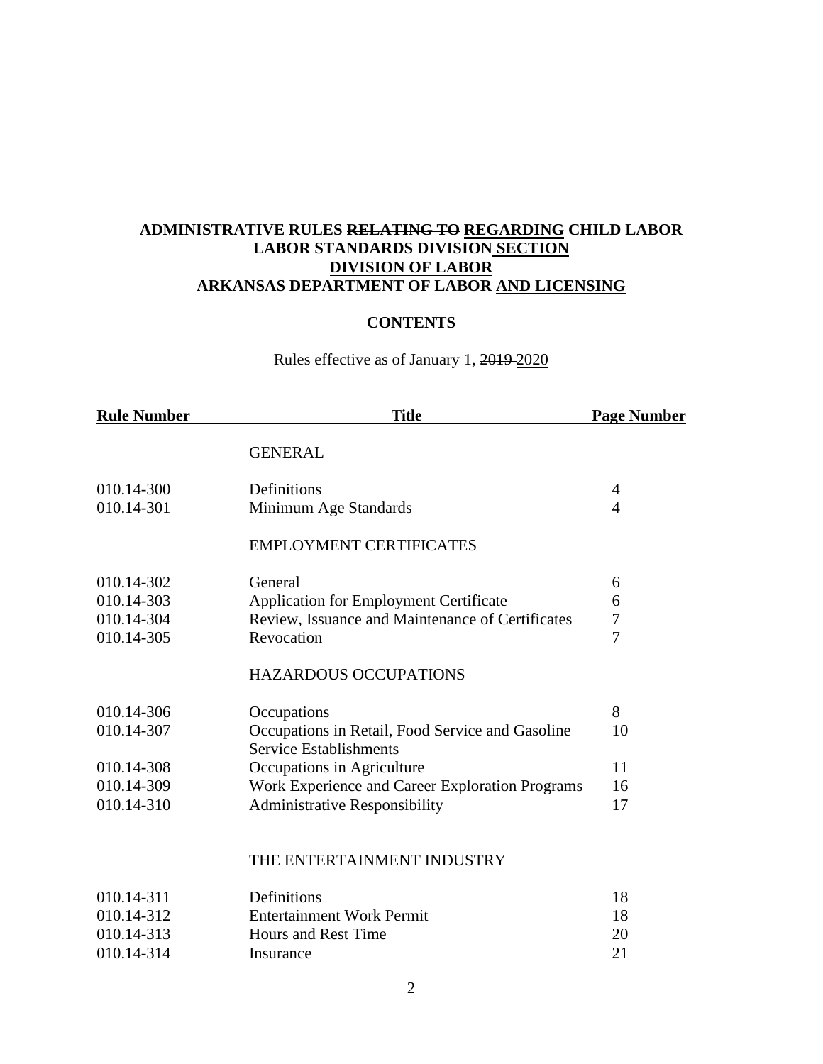**ADMINISTRATIVE RULES ~~RELATING TO~~ REGARDING CHILD LABOR**
**LABOR STANDARDS ~~DIVISION~~ SECTION**
**DIVISION OF LABOR**
**ARKANSAS DEPARTMENT OF LABOR AND LICENSING**

**CONTENTS**

Rules effective as of January 1, ~~2019~~ 2020

| Rule Number | Title | Page Number |
|---|---|---|
| | GENERAL | |
| 010.14-300 | Definitions | 4 |
| 010.14-301 | Minimum Age Standards | 4 |
| | EMPLOYMENT CERTIFICATES | |
| 010.14-302 | General | 6 |
| 010.14-303 | Application for Employment Certificate | 6 |
| 010.14-304 | Review, Issuance and Maintenance of Certificates | 7 |
| 010.14-305 | Revocation | 7 |
| | HAZARDOUS OCCUPATIONS | |
| 010.14-306 | Occupations | 8 |
| 010.14-307 | Occupations in Retail, Food Service and Gasoline Service Establishments | 10 |
| 010.14-308 | Occupations in Agriculture | 11 |
| 010.14-309 | Work Experience and Career Exploration Programs | 16 |
| 010.14-310 | Administrative Responsibility | 17 |
| | THE ENTERTAINMENT INDUSTRY | |
| 010.14-311 | Definitions | 18 |
| 010.14-312 | Entertainment Work Permit | 18 |
| 010.14-313 | Hours and Rest Time | 20 |
| 010.14-314 | Insurance | 21 |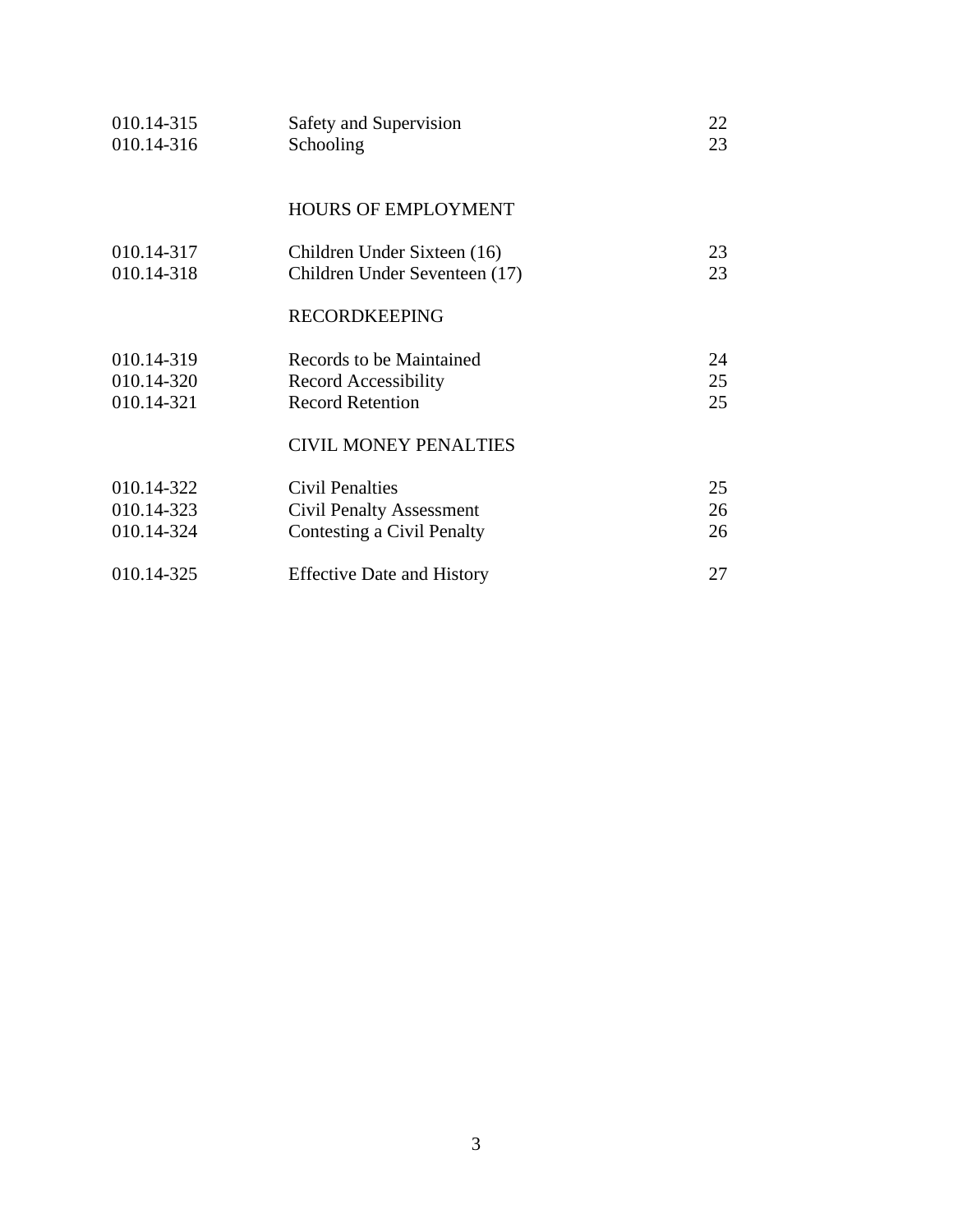| | | |
|---|---|---|
| 010.14-315 | Safety and Supervision | 22 |
| 010.14-316 | Schooling | 23 |
| | HOURS OF EMPLOYMENT | |
| 010.14-317 | Children Under Sixteen (16) | 23 |
| 010.14-318 | Children Under Seventeen (17) | 23 |
| | RECORDKEEPING | |
| 010.14-319 | Records to be Maintained | 24 |
| 010.14-320 | Record Accessibility | 25 |
| 010.14-321 | Record Retention | 25 |
| | CIVIL MONEY PENALTIES | |
| 010.14-322 | Civil Penalties | 25 |
| 010.14-323 | Civil Penalty Assessment | 26 |
| 010.14-324 | Contesting a Civil Penalty | 26 |
| 010.14-325 | Effective Date and History | 27 |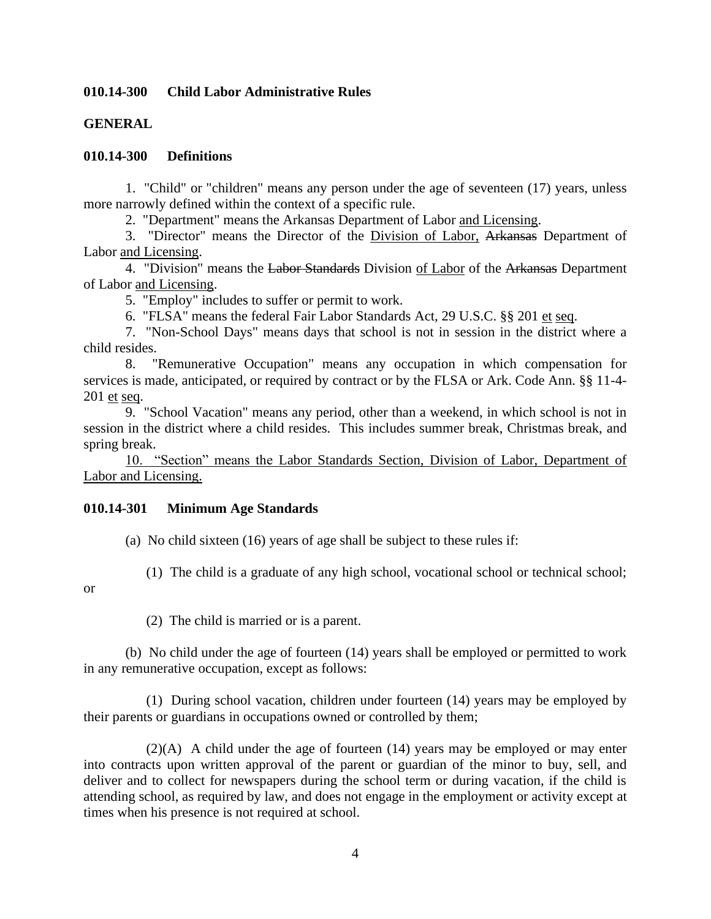**010.14-300 Child Labor Administrative Rules**

**GENERAL**

**010.14-300 Definitions**

1. "Child" or "children" means any person under the age of seventeen (17) years, unless more narrowly defined within the context of a specific rule.

2. "Department" means the Arkansas Department of Labor <u>and Licensing</u>.

3. "Director" means the Director of the <u>Division of Labor,</u> ~~Arkansas~~ Department of Labor <u>and Licensing</u>.

4. "Division" means the ~~Labor Standards~~ Division <u>of Labor</u> of the ~~Arkansas~~ Department of Labor <u>and Licensing</u>.

5. "Employ" includes to suffer or permit to work.

6. "FLSA" means the federal Fair Labor Standards Act, 29 U.S.C. §§ 201 <u>et</u> <u>seq</u>.

7. "Non-School Days" means days that school is not in session in the district where a child resides.

8. "Remunerative Occupation" means any occupation in which compensation for services is made, anticipated, or required by contract or by the FLSA or Ark. Code Ann. §§ 11-4-201 <u>et</u> <u>seq</u>.

9. "School Vacation" means any period, other than a weekend, in which school is not in session in the district where a child resides. This includes summer break, Christmas break, and spring break.

<u>10. "Section" means the Labor Standards Section, Division of Labor, Department of Labor and Licensing.</u>

**010.14-301 Minimum Age Standards**

(a) No child sixteen (16) years of age shall be subject to these rules if:

(1) The child is a graduate of any high school, vocational school or technical school; or

(2) The child is married or is a parent.

(b) No child under the age of fourteen (14) years shall be employed or permitted to work in any remunerative occupation, except as follows:

(1) During school vacation, children under fourteen (14) years may be employed by their parents or guardians in occupations owned or controlled by them;

(2)(A) A child under the age of fourteen (14) years may be employed or may enter into contracts upon written approval of the parent or guardian of the minor to buy, sell, and deliver and to collect for newspapers during the school term or during vacation, if the child is attending school, as required by law, and does not engage in the employment or activity except at times when his presence is not required at school.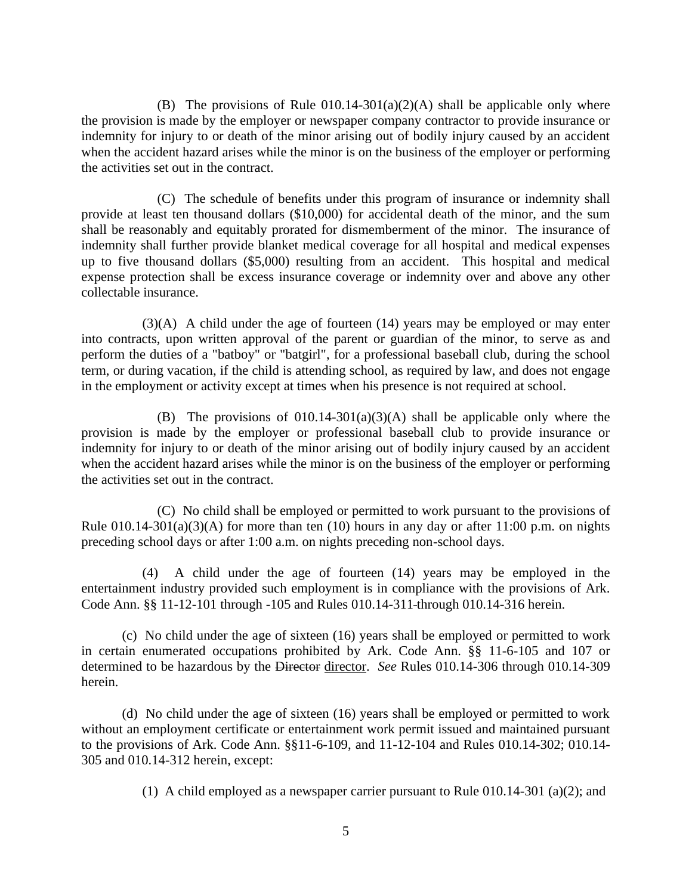(B) The provisions of Rule 010.14-301(a)(2)(A) shall be applicable only where the provision is made by the employer or newspaper company contractor to provide insurance or indemnity for injury to or death of the minor arising out of bodily injury caused by an accident when the accident hazard arises while the minor is on the business of the employer or performing the activities set out in the contract.

(C) The schedule of benefits under this program of insurance or indemnity shall provide at least ten thousand dollars ($10,000) for accidental death of the minor, and the sum shall be reasonably and equitably prorated for dismemberment of the minor. The insurance of indemnity shall further provide blanket medical coverage for all hospital and medical expenses up to five thousand dollars ($5,000) resulting from an accident. This hospital and medical expense protection shall be excess insurance coverage or indemnity over and above any other collectable insurance.

(3)(A) A child under the age of fourteen (14) years may be employed or may enter into contracts, upon written approval of the parent or guardian of the minor, to serve as and perform the duties of a "batboy" or "batgirl", for a professional baseball club, during the school term, or during vacation, if the child is attending school, as required by law, and does not engage in the employment or activity except at times when his presence is not required at school.

(B) The provisions of 010.14-301(a)(3)(A) shall be applicable only where the provision is made by the employer or professional baseball club to provide insurance or indemnity for injury to or death of the minor arising out of bodily injury caused by an accident when the accident hazard arises while the minor is on the business of the employer or performing the activities set out in the contract.

(C) No child shall be employed or permitted to work pursuant to the provisions of Rule 010.14-301(a)(3)(A) for more than ten (10) hours in any day or after 11:00 p.m. on nights preceding school days or after 1:00 a.m. on nights preceding non-school days.

(4) A child under the age of fourteen (14) years may be employed in the entertainment industry provided such employment is in compliance with the provisions of Ark. Code Ann. §§ 11-12-101 through -105 and Rules 010.14-311 through 010.14-316 herein.

(c) No child under the age of sixteen (16) years shall be employed or permitted to work in certain enumerated occupations prohibited by Ark. Code Ann. §§ 11-6-105 and 107 or determined to be hazardous by the ~~Director~~ director. *See* Rules 010.14-306 through 010.14-309 herein.

(d) No child under the age of sixteen (16) years shall be employed or permitted to work without an employment certificate or entertainment work permit issued and maintained pursuant to the provisions of Ark. Code Ann. §§11-6-109, and 11-12-104 and Rules 010.14-302; 010.14-305 and 010.14-312 herein, except:

(1) A child employed as a newspaper carrier pursuant to Rule 010.14-301 (a)(2); and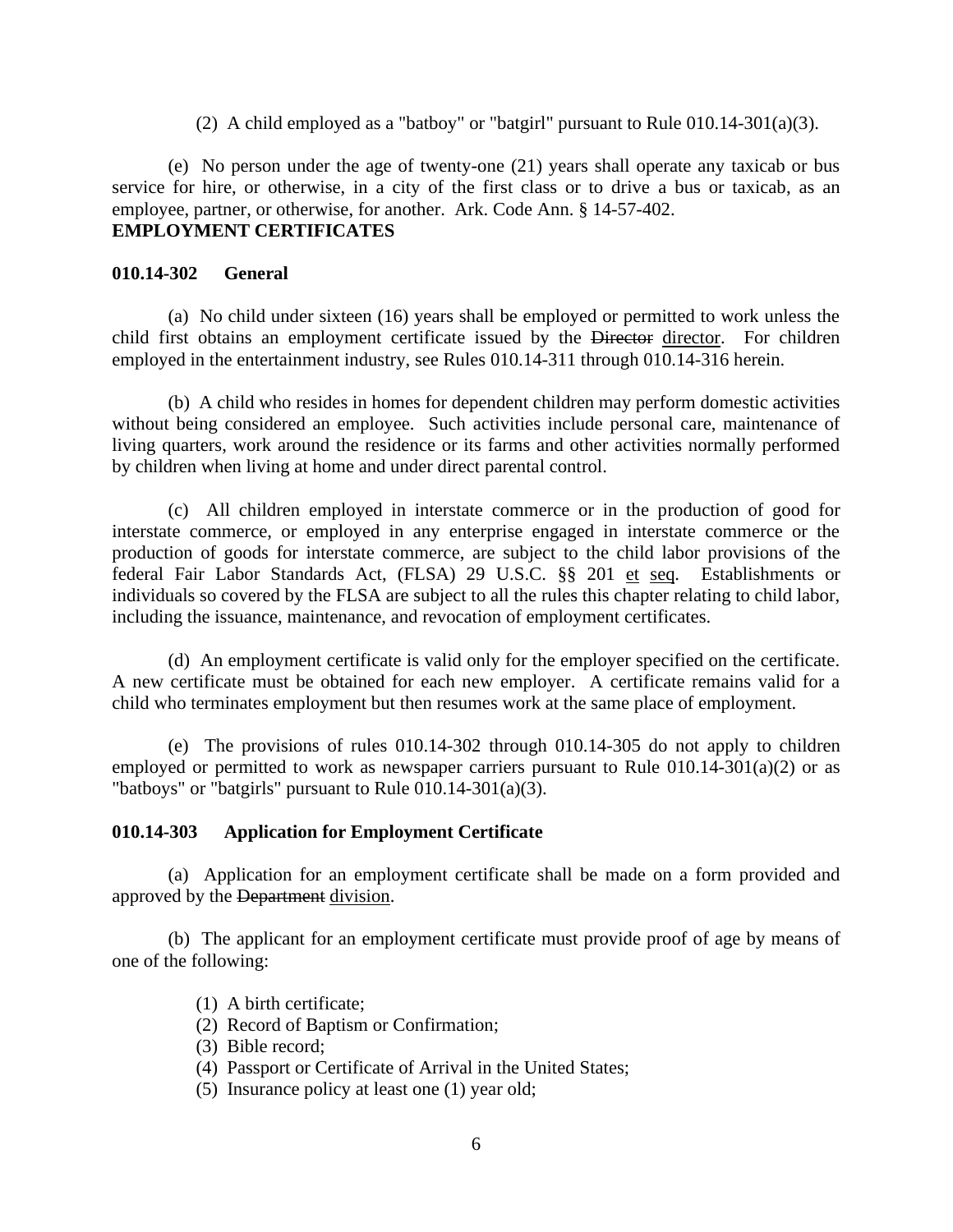(2) A child employed as a "batboy" or "batgirl" pursuant to Rule 010.14-301(a)(3).

(e) No person under the age of twenty-one (21) years shall operate any taxicab or bus service for hire, or otherwise, in a city of the first class or to drive a bus or taxicab, as an employee, partner, or otherwise, for another. Ark. Code Ann. § 14-57-402.

**EMPLOYMENT CERTIFICATES**

**010.14-302 General**

(a) No child under sixteen (16) years shall be employed or permitted to work unless the child first obtains an employment certificate issued by the ~~Director~~ director. For children employed in the entertainment industry, see Rules 010.14-311 through 010.14-316 herein.

(b) A child who resides in homes for dependent children may perform domestic activities without being considered an employee. Such activities include personal care, maintenance of living quarters, work around the residence or its farms and other activities normally performed by children when living at home and under direct parental control.

(c) All children employed in interstate commerce or in the production of good for interstate commerce, or employed in any enterprise engaged in interstate commerce or the production of goods for interstate commerce, are subject to the child labor provisions of the federal Fair Labor Standards Act, (FLSA) 29 U.S.C. §§ 201 et seq. Establishments or individuals so covered by the FLSA are subject to all the rules this chapter relating to child labor, including the issuance, maintenance, and revocation of employment certificates.

(d) An employment certificate is valid only for the employer specified on the certificate. A new certificate must be obtained for each new employer. A certificate remains valid for a child who terminates employment but then resumes work at the same place of employment.

(e) The provisions of rules 010.14-302 through 010.14-305 do not apply to children employed or permitted to work as newspaper carriers pursuant to Rule 010.14-301(a)(2) or as "batboys" or "batgirls" pursuant to Rule 010.14-301(a)(3).

**010.14-303 Application for Employment Certificate**

(a) Application for an employment certificate shall be made on a form provided and approved by the ~~Department~~ division.

(b) The applicant for an employment certificate must provide proof of age by means of one of the following:

(1) A birth certificate;
(2) Record of Baptism or Confirmation;
(3) Bible record;
(4) Passport or Certificate of Arrival in the United States;
(5) Insurance policy at least one (1) year old;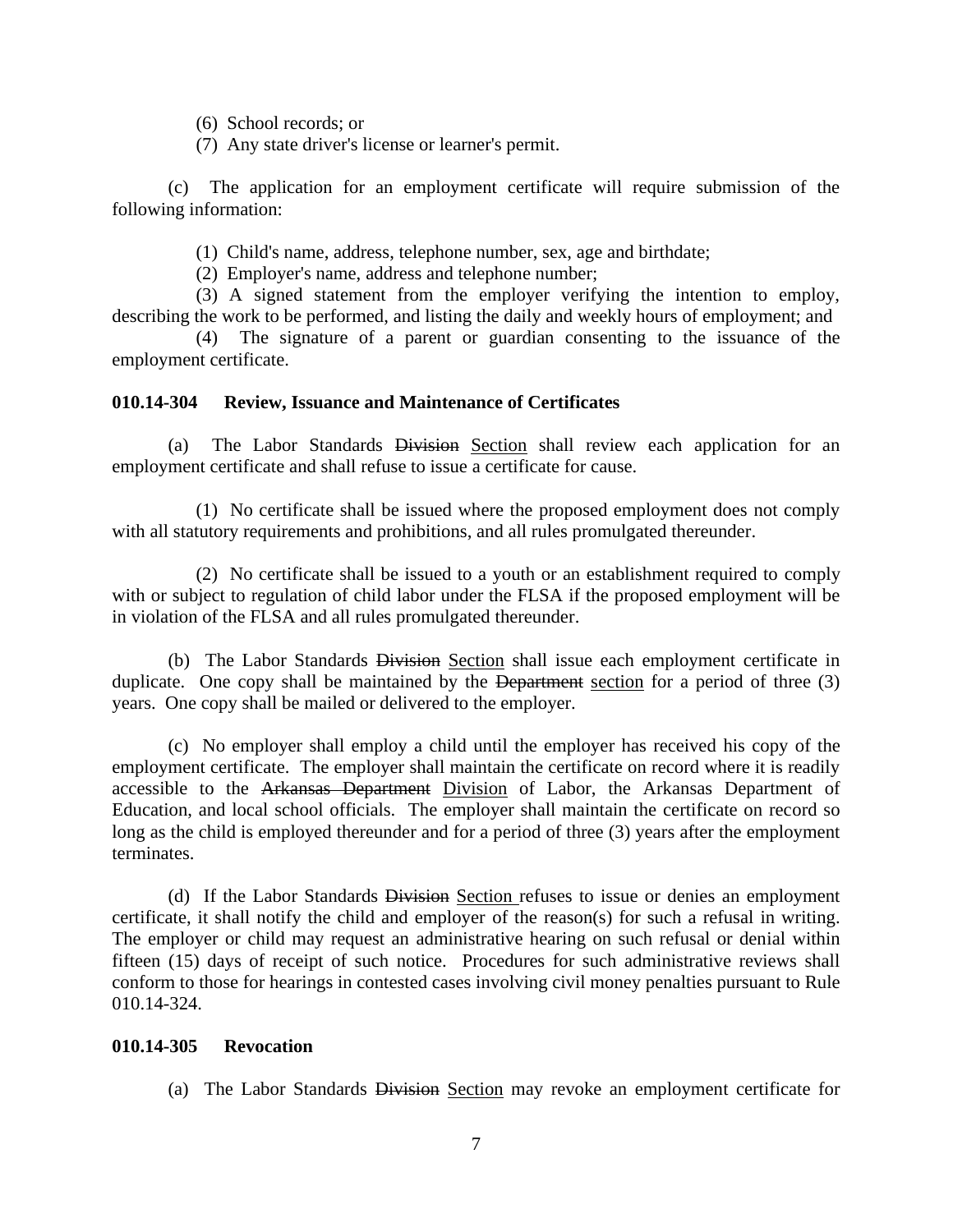(6) School records; or

(7) Any state driver's license or learner's permit.

(c) The application for an employment certificate will require submission of the following information:

(1) Child's name, address, telephone number, sex, age and birthdate;

(2) Employer's name, address and telephone number;

(3) A signed statement from the employer verifying the intention to employ, describing the work to be performed, and listing the daily and weekly hours of employment; and

(4) The signature of a parent or guardian consenting to the issuance of the employment certificate.

**010.14-304 Review, Issuance and Maintenance of Certificates**

(a) The Labor Standards ~~Division~~ <u>Section</u> shall review each application for an employment certificate and shall refuse to issue a certificate for cause.

(1) No certificate shall be issued where the proposed employment does not comply with all statutory requirements and prohibitions, and all rules promulgated thereunder.

(2) No certificate shall be issued to a youth or an establishment required to comply with or subject to regulation of child labor under the FLSA if the proposed employment will be in violation of the FLSA and all rules promulgated thereunder.

(b) The Labor Standards ~~Division~~ <u>Section</u> shall issue each employment certificate in duplicate. One copy shall be maintained by the ~~Department~~ <u>section</u> for a period of three (3) years. One copy shall be mailed or delivered to the employer.

(c) No employer shall employ a child until the employer has received his copy of the employment certificate. The employer shall maintain the certificate on record where it is readily accessible to the ~~Arkansas Department~~ <u>Division</u> of Labor, the Arkansas Department of Education, and local school officials. The employer shall maintain the certificate on record so long as the child is employed thereunder and for a period of three (3) years after the employment terminates.

(d) If the Labor Standards ~~Division~~ <u>Section</u> refuses to issue or denies an employment certificate, it shall notify the child and employer of the reason(s) for such a refusal in writing. The employer or child may request an administrative hearing on such refusal or denial within fifteen (15) days of receipt of such notice. Procedures for such administrative reviews shall conform to those for hearings in contested cases involving civil money penalties pursuant to Rule 010.14-324.

**010.14-305 Revocation**

(a) The Labor Standards ~~Division~~ <u>Section</u> may revoke an employment certificate for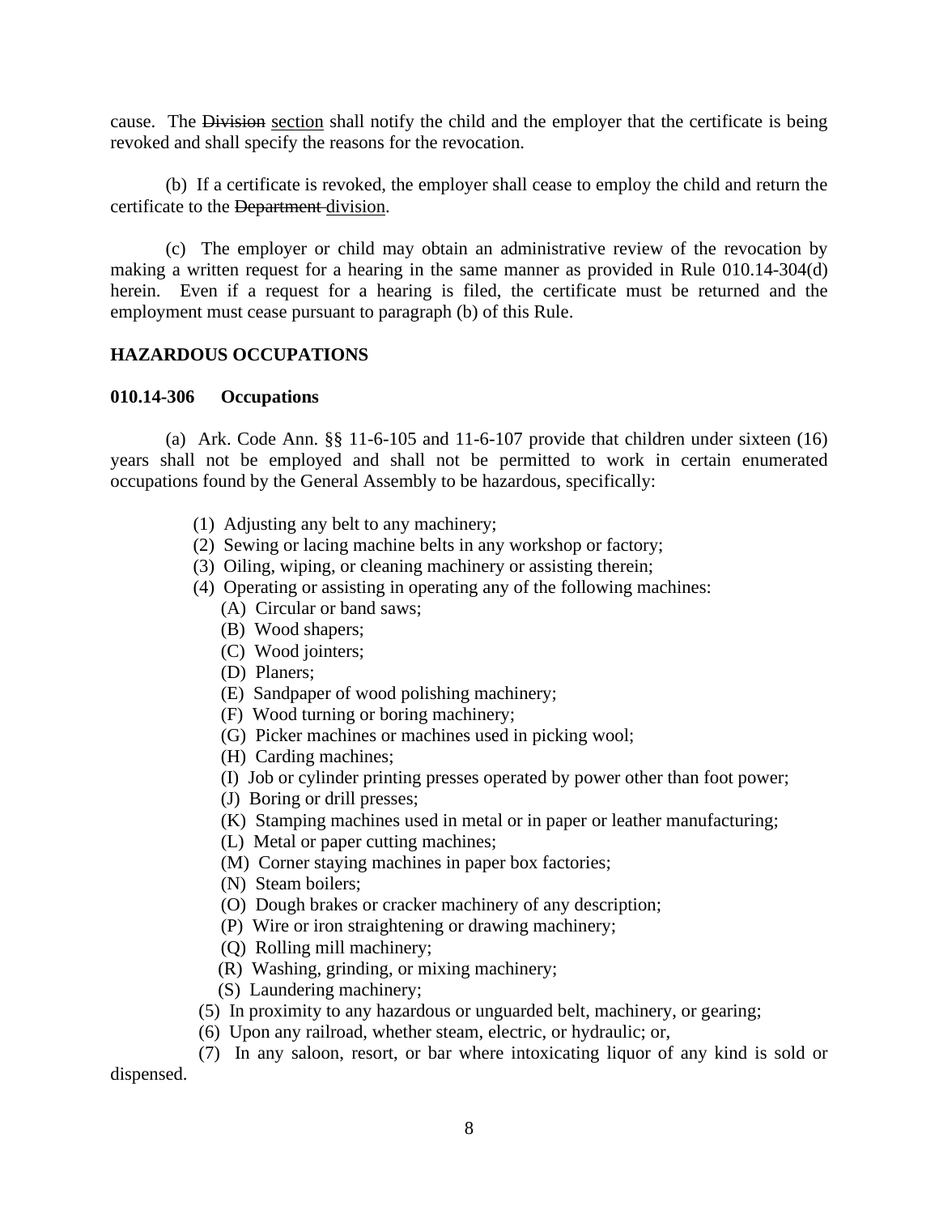cause. The ~~Division~~ section shall notify the child and the employer that the certificate is being revoked and shall specify the reasons for the revocation.

(b) If a certificate is revoked, the employer shall cease to employ the child and return the certificate to the ~~Department~~ division.

(c) The employer or child may obtain an administrative review of the revocation by making a written request for a hearing in the same manner as provided in Rule 010.14-304(d) herein. Even if a request for a hearing is filed, the certificate must be returned and the employment must cease pursuant to paragraph (b) of this Rule.

**HAZARDOUS OCCUPATIONS**

**010.14-306 Occupations**

(a) Ark. Code Ann. §§ 11-6-105 and 11-6-107 provide that children under sixteen (16) years shall not be employed and shall not be permitted to work in certain enumerated occupations found by the General Assembly to be hazardous, specifically:

(1) Adjusting any belt to any machinery;
(2) Sewing or lacing machine belts in any workshop or factory;
(3) Oiling, wiping, or cleaning machinery or assisting therein;
(4) Operating or assisting in operating any of the following machines:
 (A) Circular or band saws;
 (B) Wood shapers;
 (C) Wood jointers;
 (D) Planers;
 (E) Sandpaper of wood polishing machinery;
 (F) Wood turning or boring machinery;
 (G) Picker machines or machines used in picking wool;
 (H) Carding machines;
 (I) Job or cylinder printing presses operated by power other than foot power;
 (J) Boring or drill presses;
 (K) Stamping machines used in metal or in paper or leather manufacturing;
 (L) Metal or paper cutting machines;
 (M) Corner staying machines in paper box factories;
 (N) Steam boilers;
 (O) Dough brakes or cracker machinery of any description;
 (P) Wire or iron straightening or drawing machinery;
 (Q) Rolling mill machinery;
 (R) Washing, grinding, or mixing machinery;
 (S) Laundering machinery;
(5) In proximity to any hazardous or unguarded belt, machinery, or gearing;
(6) Upon any railroad, whether steam, electric, or hydraulic; or,
(7) In any saloon, resort, or bar where intoxicating liquor of any kind is sold or dispensed.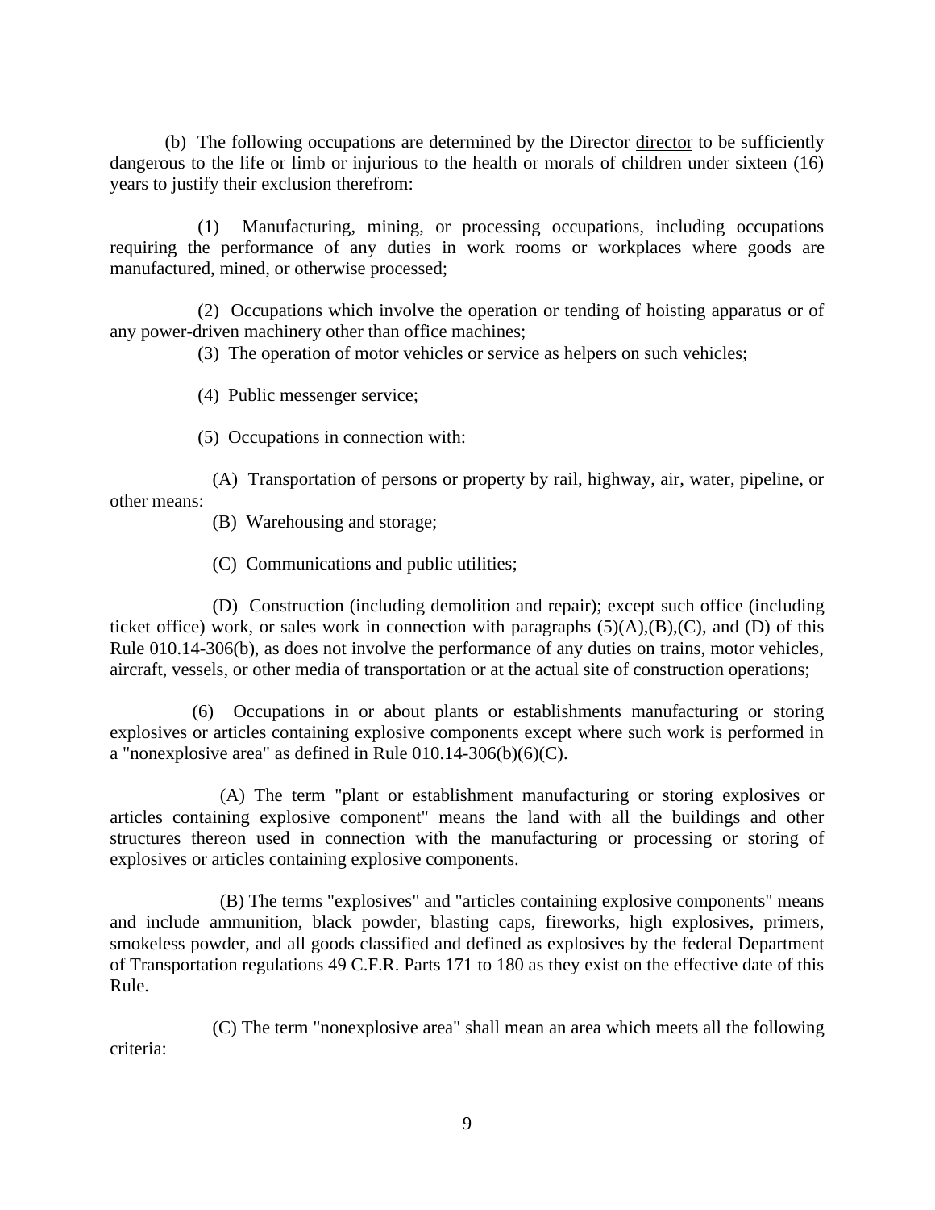(b) The following occupations are determined by the ~~Director~~ director to be sufficiently dangerous to the life or limb or injurious to the health or morals of children under sixteen (16) years to justify their exclusion therefrom:

(1) Manufacturing, mining, or processing occupations, including occupations requiring the performance of any duties in work rooms or workplaces where goods are manufactured, mined, or otherwise processed;

(2) Occupations which involve the operation or tending of hoisting apparatus or of any power-driven machinery other than office machines;

(3) The operation of motor vehicles or service as helpers on such vehicles;

(4) Public messenger service;

(5) Occupations in connection with:

(A) Transportation of persons or property by rail, highway, air, water, pipeline, or other means:

(B) Warehousing and storage;

(C) Communications and public utilities;

(D) Construction (including demolition and repair); except such office (including ticket office) work, or sales work in connection with paragraphs (5)(A),(B),(C), and (D) of this Rule 010.14-306(b), as does not involve the performance of any duties on trains, motor vehicles, aircraft, vessels, or other media of transportation or at the actual site of construction operations;

(6) Occupations in or about plants or establishments manufacturing or storing explosives or articles containing explosive components except where such work is performed in a "nonexplosive area" as defined in Rule 010.14-306(b)(6)(C).

(A) The term "plant or establishment manufacturing or storing explosives or articles containing explosive component" means the land with all the buildings and other structures thereon used in connection with the manufacturing or processing or storing of explosives or articles containing explosive components.

(B) The terms "explosives" and "articles containing explosive components" means and include ammunition, black powder, blasting caps, fireworks, high explosives, primers, smokeless powder, and all goods classified and defined as explosives by the federal Department of Transportation regulations 49 C.F.R. Parts 171 to 180 as they exist on the effective date of this Rule.

(C) The term "nonexplosive area" shall mean an area which meets all the following criteria: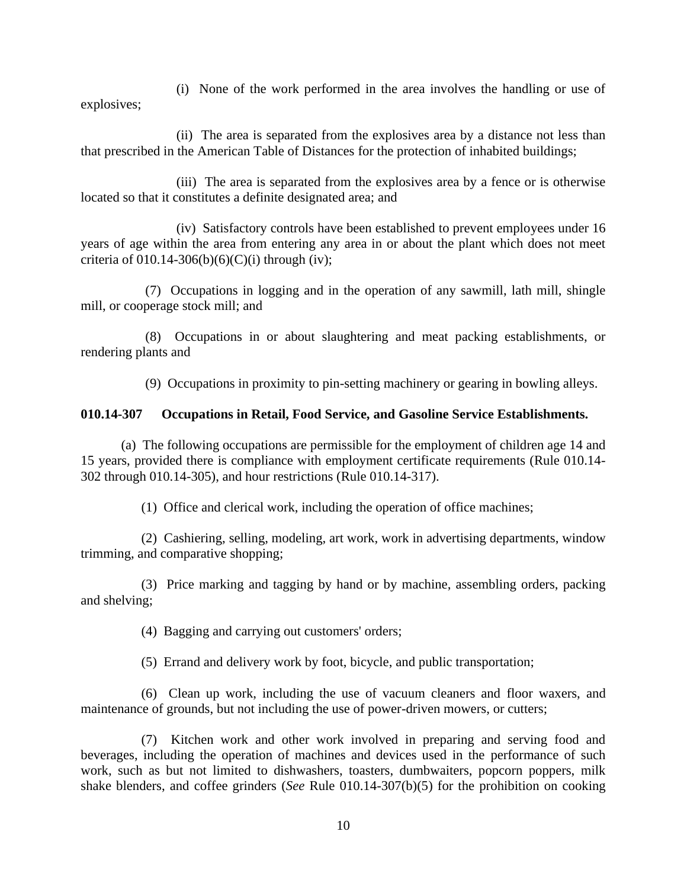(i) None of the work performed in the area involves the handling or use of explosives;

(ii) The area is separated from the explosives area by a distance not less than that prescribed in the American Table of Distances for the protection of inhabited buildings;

(iii) The area is separated from the explosives area by a fence or is otherwise located so that it constitutes a definite designated area; and

(iv) Satisfactory controls have been established to prevent employees under 16 years of age within the area from entering any area in or about the plant which does not meet criteria of 010.14-306(b)(6)(C)(i) through (iv);

(7) Occupations in logging and in the operation of any sawmill, lath mill, shingle mill, or cooperage stock mill; and

(8) Occupations in or about slaughtering and meat packing establishments, or rendering plants and

(9) Occupations in proximity to pin-setting machinery or gearing in bowling alleys.

**010.14-307 Occupations in Retail, Food Service, and Gasoline Service Establishments.**

(a) The following occupations are permissible for the employment of children age 14 and 15 years, provided there is compliance with employment certificate requirements (Rule 010.14-302 through 010.14-305), and hour restrictions (Rule 010.14-317).

(1) Office and clerical work, including the operation of office machines;

(2) Cashiering, selling, modeling, art work, work in advertising departments, window trimming, and comparative shopping;

(3) Price marking and tagging by hand or by machine, assembling orders, packing and shelving;

(4) Bagging and carrying out customers' orders;

(5) Errand and delivery work by foot, bicycle, and public transportation;

(6) Clean up work, including the use of vacuum cleaners and floor waxers, and maintenance of grounds, but not including the use of power-driven mowers, or cutters;

(7) Kitchen work and other work involved in preparing and serving food and beverages, including the operation of machines and devices used in the performance of such work, such as but not limited to dishwashers, toasters, dumbwaiters, popcorn poppers, milk shake blenders, and coffee grinders (*See* Rule 010.14-307(b)(5) for the prohibition on cooking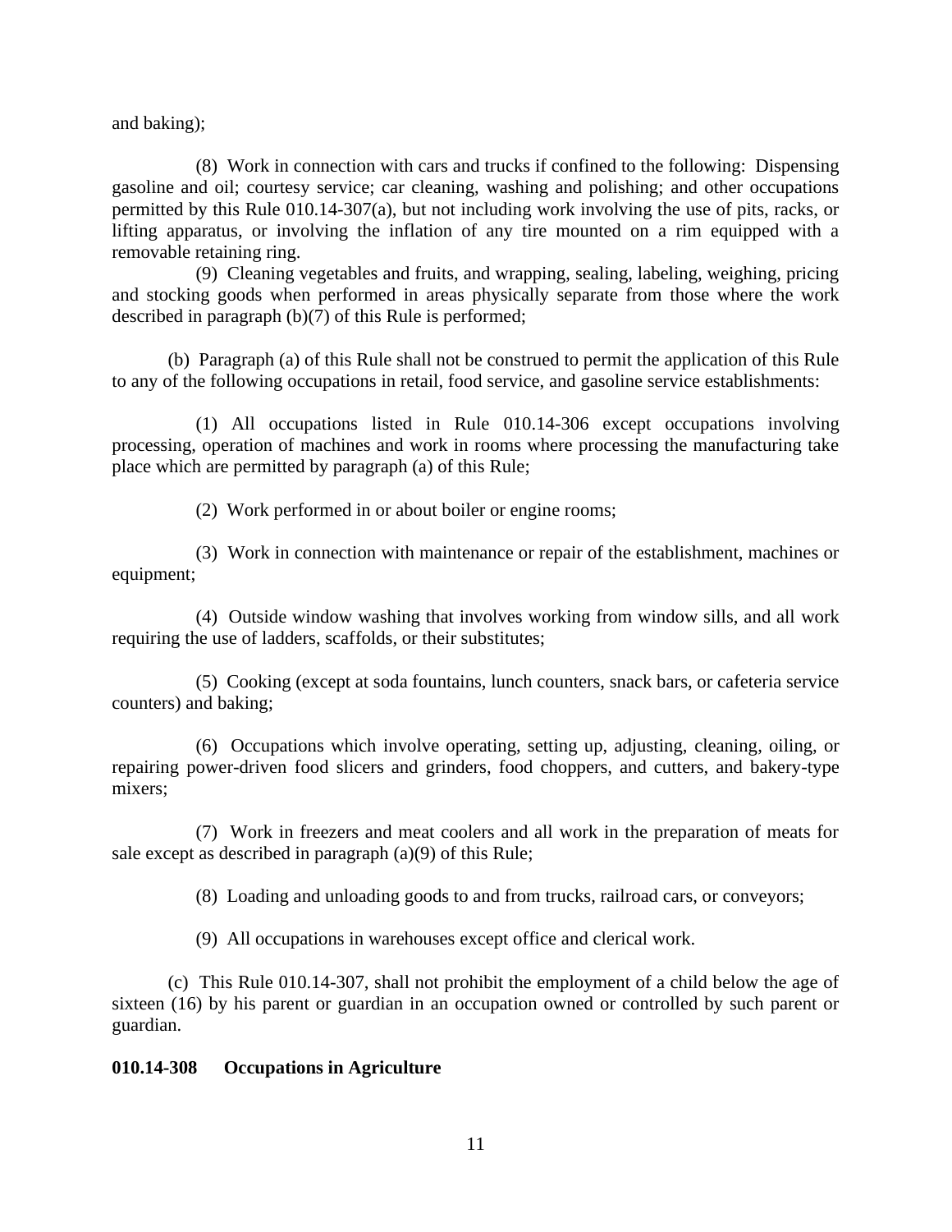and baking);

(8) Work in connection with cars and trucks if confined to the following: Dispensing gasoline and oil; courtesy service; car cleaning, washing and polishing; and other occupations permitted by this Rule 010.14-307(a), but not including work involving the use of pits, racks, or lifting apparatus, or involving the inflation of any tire mounted on a rim equipped with a removable retaining ring.

(9) Cleaning vegetables and fruits, and wrapping, sealing, labeling, weighing, pricing and stocking goods when performed in areas physically separate from those where the work described in paragraph (b)(7) of this Rule is performed;

(b) Paragraph (a) of this Rule shall not be construed to permit the application of this Rule to any of the following occupations in retail, food service, and gasoline service establishments:

(1) All occupations listed in Rule 010.14-306 except occupations involving processing, operation of machines and work in rooms where processing the manufacturing take place which are permitted by paragraph (a) of this Rule;

(2) Work performed in or about boiler or engine rooms;

(3) Work in connection with maintenance or repair of the establishment, machines or equipment;

(4) Outside window washing that involves working from window sills, and all work requiring the use of ladders, scaffolds, or their substitutes;

(5) Cooking (except at soda fountains, lunch counters, snack bars, or cafeteria service counters) and baking;

(6) Occupations which involve operating, setting up, adjusting, cleaning, oiling, or repairing power-driven food slicers and grinders, food choppers, and cutters, and bakery-type mixers;

(7) Work in freezers and meat coolers and all work in the preparation of meats for sale except as described in paragraph (a)(9) of this Rule;

(8) Loading and unloading goods to and from trucks, railroad cars, or conveyors;

(9) All occupations in warehouses except office and clerical work.

(c) This Rule 010.14-307, shall not prohibit the employment of a child below the age of sixteen (16) by his parent or guardian in an occupation owned or controlled by such parent or guardian.

**010.14-308 Occupations in Agriculture**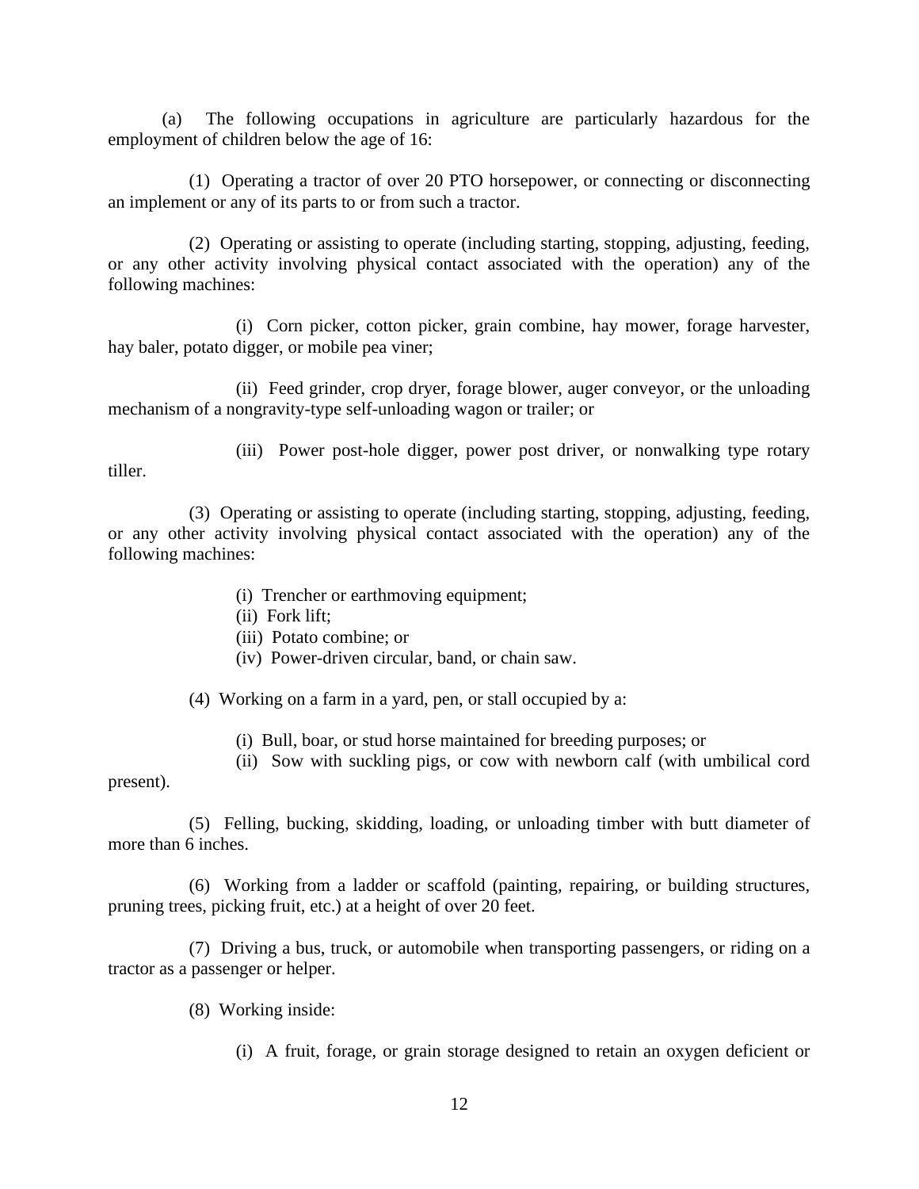(a) The following occupations in agriculture are particularly hazardous for the employment of children below the age of 16:

(1) Operating a tractor of over 20 PTO horsepower, or connecting or disconnecting an implement or any of its parts to or from such a tractor.

(2) Operating or assisting to operate (including starting, stopping, adjusting, feeding, or any other activity involving physical contact associated with the operation) any of the following machines:

(i) Corn picker, cotton picker, grain combine, hay mower, forage harvester, hay baler, potato digger, or mobile pea viner;

(ii) Feed grinder, crop dryer, forage blower, auger conveyor, or the unloading mechanism of a nongravity-type self-unloading wagon or trailer; or

(iii) Power post-hole digger, power post driver, or nonwalking type rotary tiller.

(3) Operating or assisting to operate (including starting, stopping, adjusting, feeding, or any other activity involving physical contact associated with the operation) any of the following machines:

(i) Trencher or earthmoving equipment;
(ii) Fork lift;
(iii) Potato combine; or
(iv) Power-driven circular, band, or chain saw.

(4) Working on a farm in a yard, pen, or stall occupied by a:

(i) Bull, boar, or stud horse maintained for breeding purposes; or
(ii) Sow with suckling pigs, or cow with newborn calf (with umbilical cord present).

(5) Felling, bucking, skidding, loading, or unloading timber with butt diameter of more than 6 inches.

(6) Working from a ladder or scaffold (painting, repairing, or building structures, pruning trees, picking fruit, etc.) at a height of over 20 feet.

(7) Driving a bus, truck, or automobile when transporting passengers, or riding on a tractor as a passenger or helper.

(8) Working inside:

(i) A fruit, forage, or grain storage designed to retain an oxygen deficient or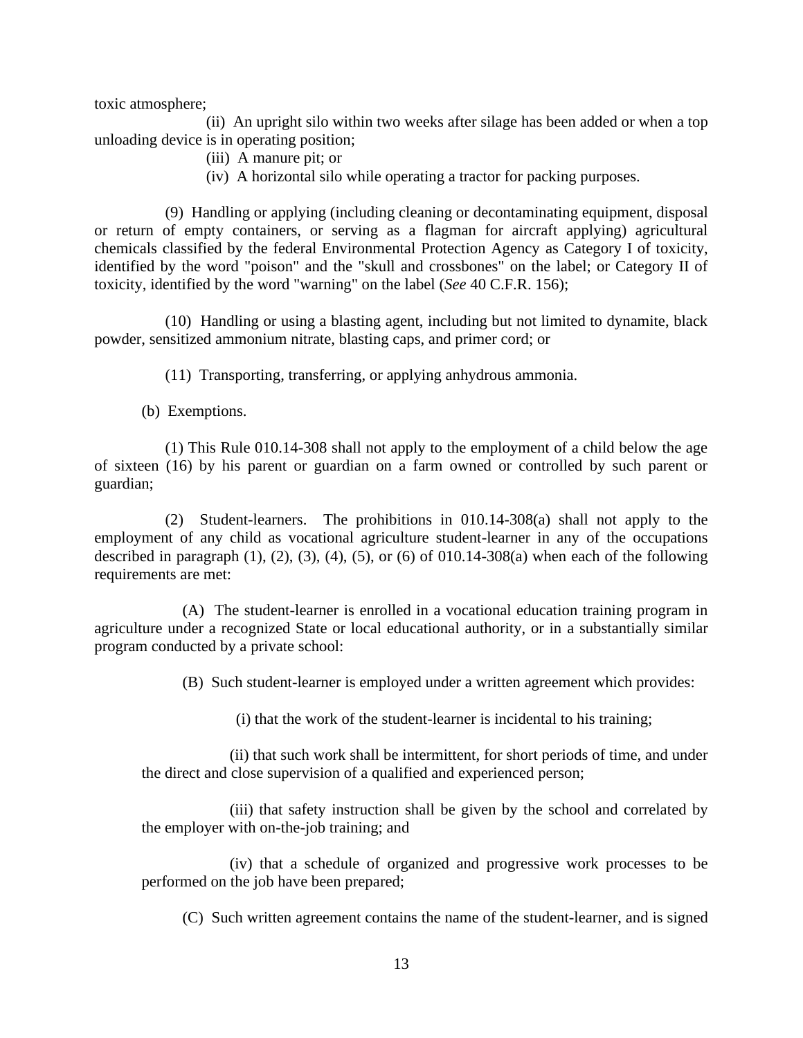toxic atmosphere;

(ii) An upright silo within two weeks after silage has been added or when a top unloading device is in operating position;

(iii) A manure pit; or

(iv) A horizontal silo while operating a tractor for packing purposes.

(9) Handling or applying (including cleaning or decontaminating equipment, disposal or return of empty containers, or serving as a flagman for aircraft applying) agricultural chemicals classified by the federal Environmental Protection Agency as Category I of toxicity, identified by the word "poison" and the "skull and crossbones" on the label; or Category II of toxicity, identified by the word "warning" on the label (*See* 40 C.F.R. 156);

(10) Handling or using a blasting agent, including but not limited to dynamite, black powder, sensitized ammonium nitrate, blasting caps, and primer cord; or

(11) Transporting, transferring, or applying anhydrous ammonia.

(b) Exemptions.

(1) This Rule 010.14-308 shall not apply to the employment of a child below the age of sixteen (16) by his parent or guardian on a farm owned or controlled by such parent or guardian;

(2) Student-learners. The prohibitions in 010.14-308(a) shall not apply to the employment of any child as vocational agriculture student-learner in any of the occupations described in paragraph (1), (2), (3), (4), (5), or (6) of 010.14-308(a) when each of the following requirements are met:

(A) The student-learner is enrolled in a vocational education training program in agriculture under a recognized State or local educational authority, or in a substantially similar program conducted by a private school:

(B) Such student-learner is employed under a written agreement which provides:

(i) that the work of the student-learner is incidental to his training;

(ii) that such work shall be intermittent, for short periods of time, and under the direct and close supervision of a qualified and experienced person;

(iii) that safety instruction shall be given by the school and correlated by the employer with on-the-job training; and

(iv) that a schedule of organized and progressive work processes to be performed on the job have been prepared;

(C) Such written agreement contains the name of the student-learner, and is signed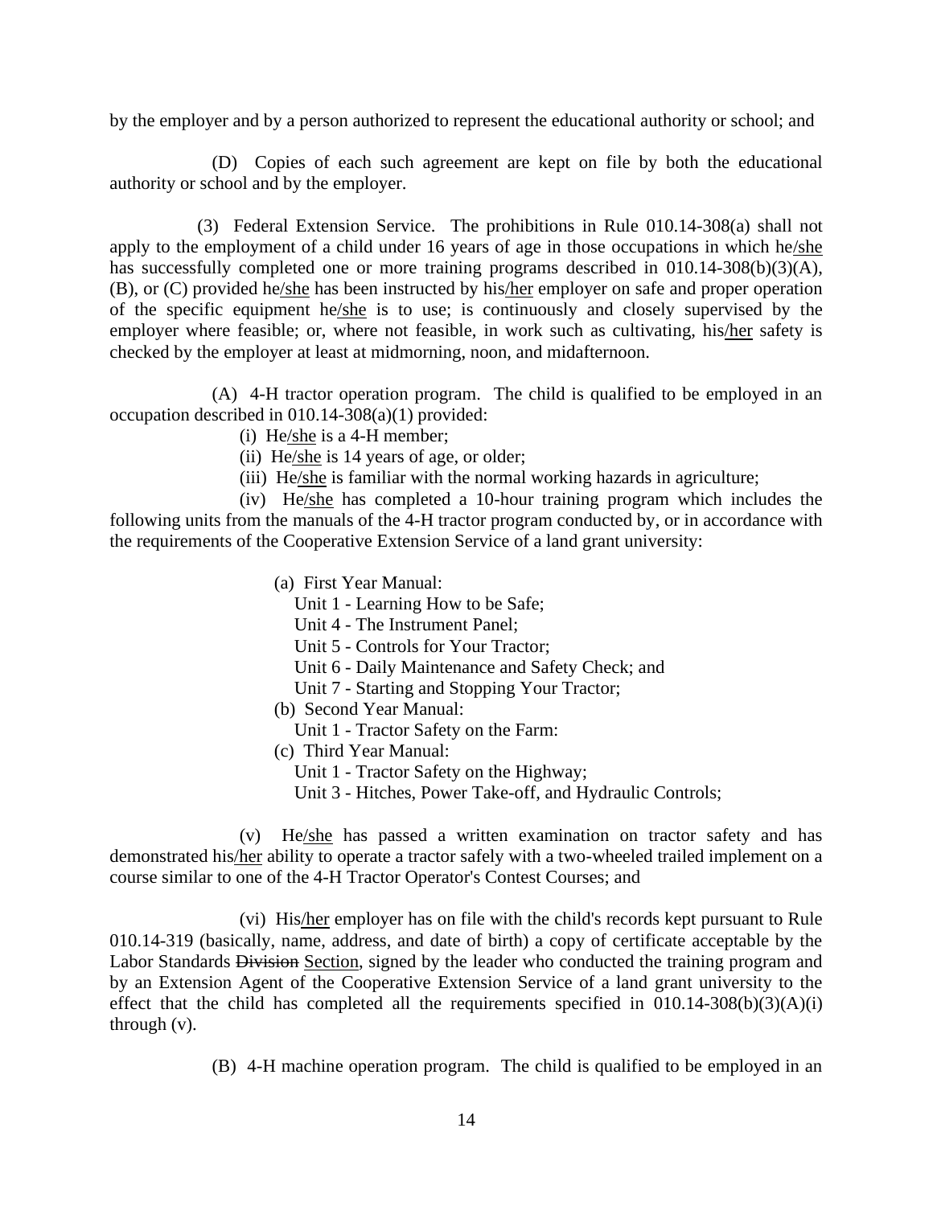by the employer and by a person authorized to represent the educational authority or school; and

(D) Copies of each such agreement are kept on file by both the educational authority or school and by the employer.

(3) Federal Extension Service. The prohibitions in Rule 010.14-308(a) shall not apply to the employment of a child under 16 years of age in those occupations in which he/she has successfully completed one or more training programs described in 010.14-308(b)(3)(A), (B), or (C) provided he/she has been instructed by his/her employer on safe and proper operation of the specific equipment he/she is to use; is continuously and closely supervised by the employer where feasible; or, where not feasible, in work such as cultivating, his/her safety is checked by the employer at least at midmorning, noon, and midafternoon.

(A) 4-H tractor operation program. The child is qualified to be employed in an occupation described in 010.14-308(a)(1) provided:

(i) He/she is a 4-H member;

(ii) He/she is 14 years of age, or older;

(iii) He/she is familiar with the normal working hazards in agriculture;

(iv) He/she has completed a 10-hour training program which includes the following units from the manuals of the 4-H tractor program conducted by, or in accordance with the requirements of the Cooperative Extension Service of a land grant university:

(a) First Year Manual:
Unit 1 - Learning How to be Safe;
Unit 4 - The Instrument Panel;
Unit 5 - Controls for Your Tractor;
Unit 6 - Daily Maintenance and Safety Check; and
Unit 7 - Starting and Stopping Your Tractor;

(b) Second Year Manual:
Unit 1 - Tractor Safety on the Farm:

(c) Third Year Manual:
Unit 1 - Tractor Safety on the Highway;
Unit 3 - Hitches, Power Take-off, and Hydraulic Controls;

(v) He/she has passed a written examination on tractor safety and has demonstrated his/her ability to operate a tractor safely with a two-wheeled trailed implement on a course similar to one of the 4-H Tractor Operator's Contest Courses; and

(vi) His/her employer has on file with the child's records kept pursuant to Rule 010.14-319 (basically, name, address, and date of birth) a copy of certificate acceptable by the Labor Standards ~~Division~~ Section, signed by the leader who conducted the training program and by an Extension Agent of the Cooperative Extension Service of a land grant university to the effect that the child has completed all the requirements specified in 010.14-308(b)(3)(A)(i) through (v).

(B) 4-H machine operation program. The child is qualified to be employed in an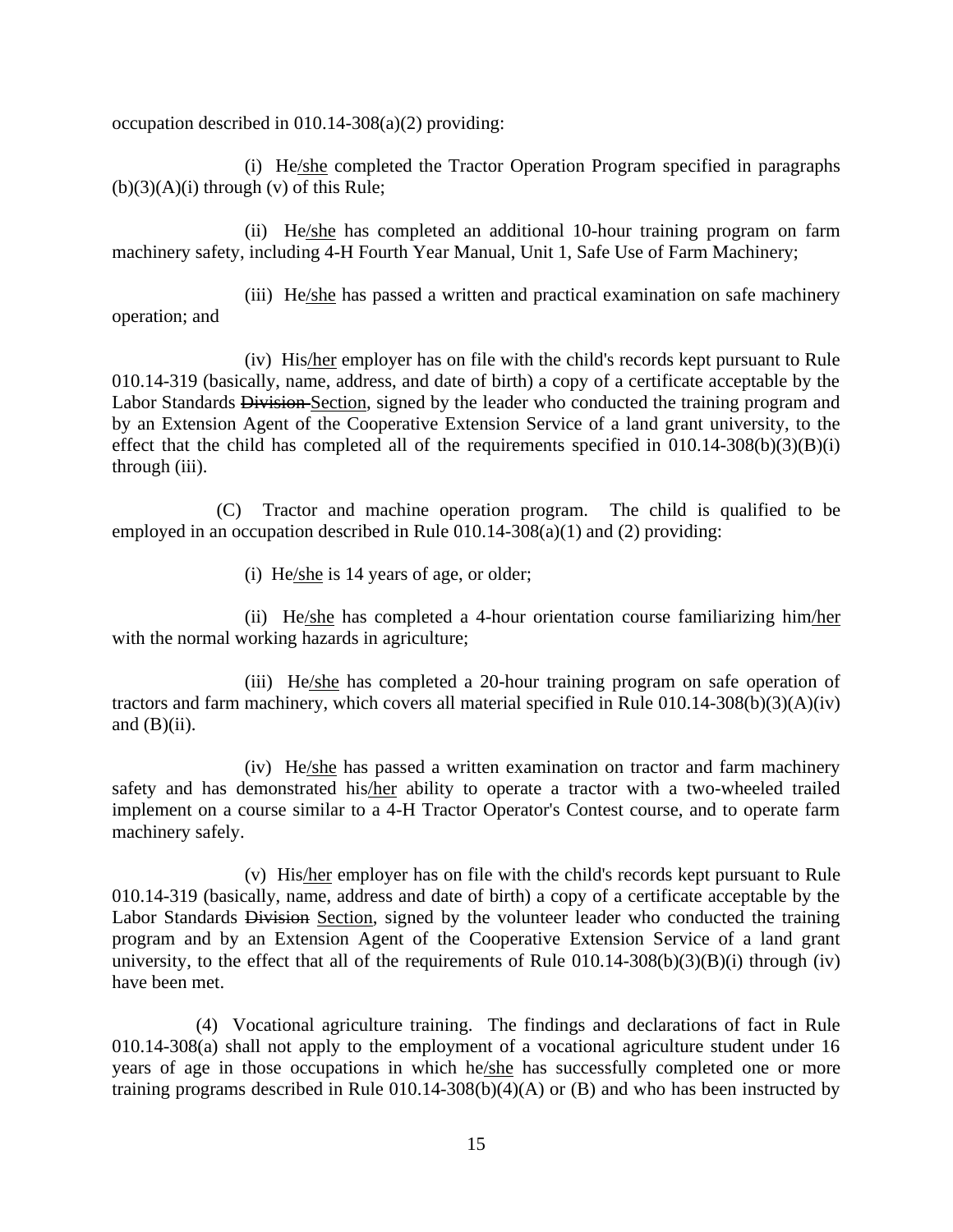occupation described in 010.14-308(a)(2) providing:

(i) He/she completed the Tractor Operation Program specified in paragraphs (b)(3)(A)(i) through (v) of this Rule;

(ii) He/she has completed an additional 10-hour training program on farm machinery safety, including 4-H Fourth Year Manual, Unit 1, Safe Use of Farm Machinery;

(iii) He/she has passed a written and practical examination on safe machinery operation; and

(iv) His/her employer has on file with the child's records kept pursuant to Rule 010.14-319 (basically, name, address, and date of birth) a copy of a certificate acceptable by the Labor Standards ~~Division~~ Section, signed by the leader who conducted the training program and by an Extension Agent of the Cooperative Extension Service of a land grant university, to the effect that the child has completed all of the requirements specified in 010.14-308(b)(3)(B)(i) through (iii).

(C) Tractor and machine operation program. The child is qualified to be employed in an occupation described in Rule 010.14-308(a)(1) and (2) providing:

(i) He/she is 14 years of age, or older;

(ii) He/she has completed a 4-hour orientation course familiarizing him/her with the normal working hazards in agriculture;

(iii) He/she has completed a 20-hour training program on safe operation of tractors and farm machinery, which covers all material specified in Rule 010.14-308(b)(3)(A)(iv) and (B)(ii).

(iv) He/she has passed a written examination on tractor and farm machinery safety and has demonstrated his/her ability to operate a tractor with a two-wheeled trailed implement on a course similar to a 4-H Tractor Operator's Contest course, and to operate farm machinery safely.

(v) His/her employer has on file with the child's records kept pursuant to Rule 010.14-319 (basically, name, address and date of birth) a copy of a certificate acceptable by the Labor Standards ~~Division~~ Section, signed by the volunteer leader who conducted the training program and by an Extension Agent of the Cooperative Extension Service of a land grant university, to the effect that all of the requirements of Rule 010.14-308(b)(3)(B)(i) through (iv) have been met.

(4) Vocational agriculture training. The findings and declarations of fact in Rule 010.14-308(a) shall not apply to the employment of a vocational agriculture student under 16 years of age in those occupations in which he/she has successfully completed one or more training programs described in Rule 010.14-308(b)(4)(A) or (B) and who has been instructed by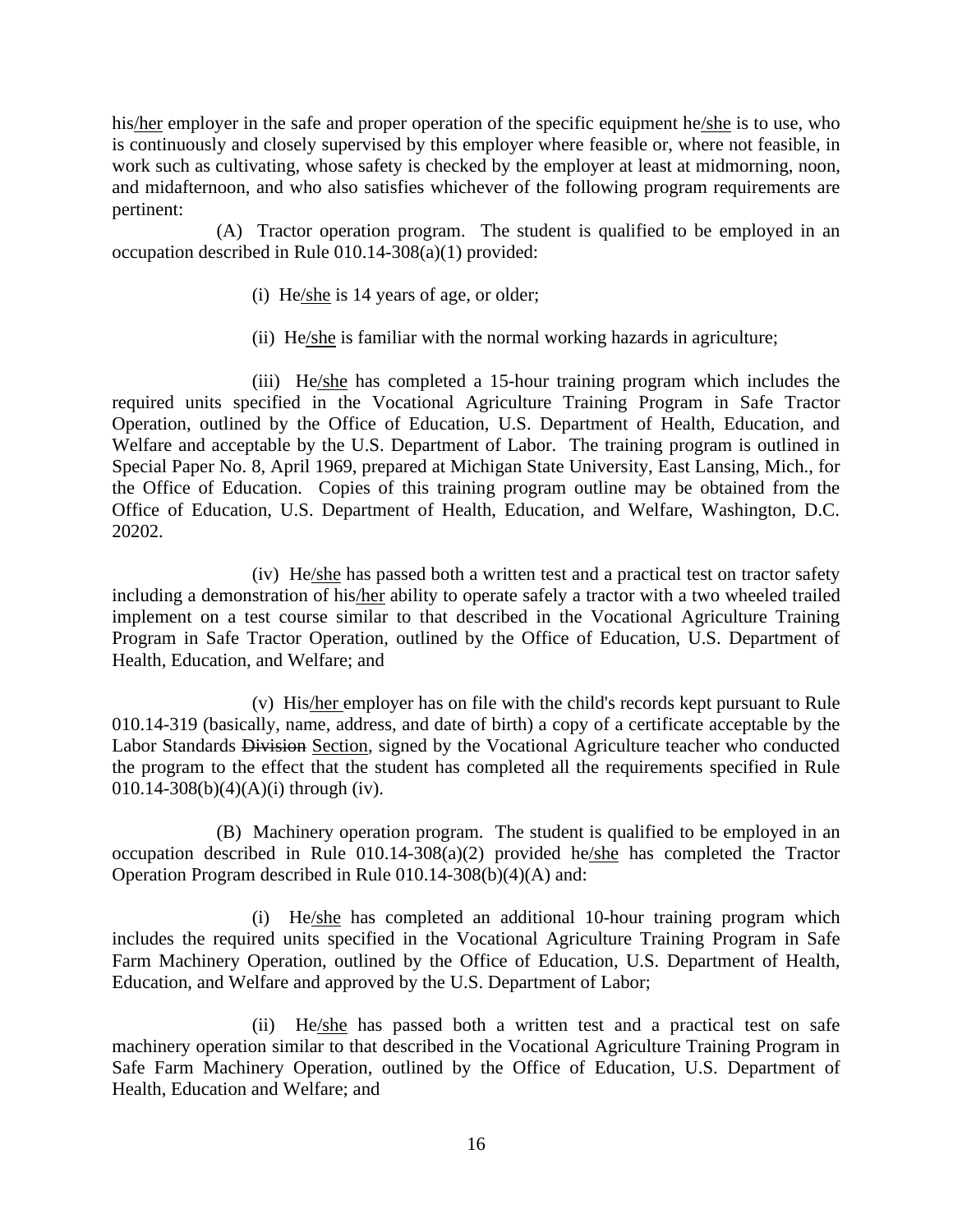his/her employer in the safe and proper operation of the specific equipment he/she is to use, who is continuously and closely supervised by this employer where feasible or, where not feasible, in work such as cultivating, whose safety is checked by the employer at least at midmorning, noon, and midafternoon, and who also satisfies whichever of the following program requirements are pertinent:

(A) Tractor operation program. The student is qualified to be employed in an occupation described in Rule 010.14-308(a)(1) provided:

(i) He/she is 14 years of age, or older;

(ii) He/she is familiar with the normal working hazards in agriculture;

(iii) He/she has completed a 15-hour training program which includes the required units specified in the Vocational Agriculture Training Program in Safe Tractor Operation, outlined by the Office of Education, U.S. Department of Health, Education, and Welfare and acceptable by the U.S. Department of Labor. The training program is outlined in Special Paper No. 8, April 1969, prepared at Michigan State University, East Lansing, Mich., for the Office of Education. Copies of this training program outline may be obtained from the Office of Education, U.S. Department of Health, Education, and Welfare, Washington, D.C. 20202.

(iv) He/she has passed both a written test and a practical test on tractor safety including a demonstration of his/her ability to operate safely a tractor with a two wheeled trailed implement on a test course similar to that described in the Vocational Agriculture Training Program in Safe Tractor Operation, outlined by the Office of Education, U.S. Department of Health, Education, and Welfare; and

(v) His/her employer has on file with the child's records kept pursuant to Rule 010.14-319 (basically, name, address, and date of birth) a copy of a certificate acceptable by the Labor Standards ~~Division~~ Section, signed by the Vocational Agriculture teacher who conducted the program to the effect that the student has completed all the requirements specified in Rule 010.14-308(b)(4)(A)(i) through (iv).

(B) Machinery operation program. The student is qualified to be employed in an occupation described in Rule 010.14-308(a)(2) provided he/she has completed the Tractor Operation Program described in Rule 010.14-308(b)(4)(A) and:

(i) He/she has completed an additional 10-hour training program which includes the required units specified in the Vocational Agriculture Training Program in Safe Farm Machinery Operation, outlined by the Office of Education, U.S. Department of Health, Education, and Welfare and approved by the U.S. Department of Labor;

(ii) He/she has passed both a written test and a practical test on safe machinery operation similar to that described in the Vocational Agriculture Training Program in Safe Farm Machinery Operation, outlined by the Office of Education, U.S. Department of Health, Education and Welfare; and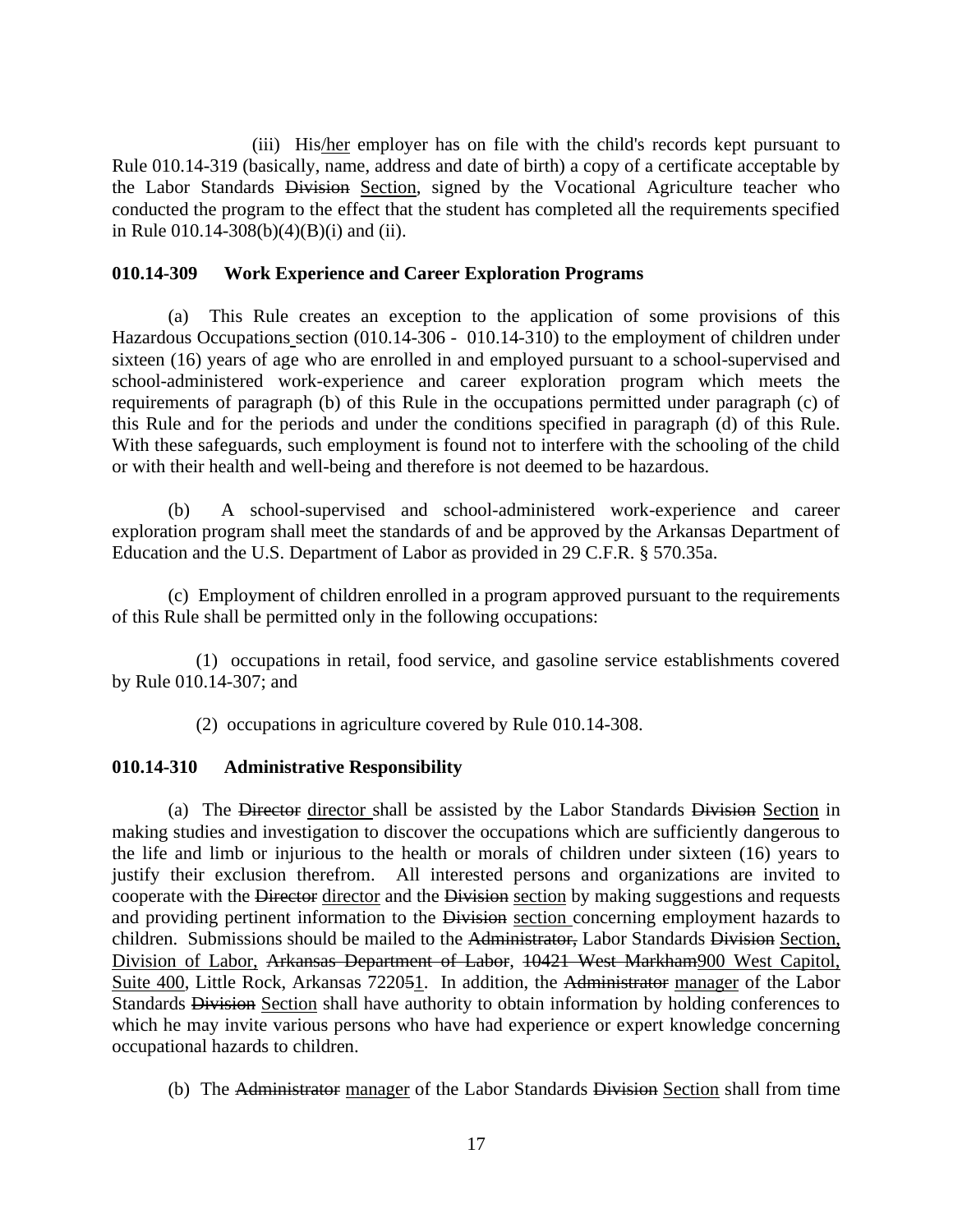(iii) His/her employer has on file with the child's records kept pursuant to Rule 010.14-319 (basically, name, address and date of birth) a copy of a certificate acceptable by the Labor Standards ~~Division~~ Section, signed by the Vocational Agriculture teacher who conducted the program to the effect that the student has completed all the requirements specified in Rule 010.14-308(b)(4)(B)(i) and (ii).

**010.14-309 Work Experience and Career Exploration Programs**

(a) This Rule creates an exception to the application of some provisions of this Hazardous Occupations section (010.14-306 - 010.14-310) to the employment of children under sixteen (16) years of age who are enrolled in and employed pursuant to a school-supervised and school-administered work-experience and career exploration program which meets the requirements of paragraph (b) of this Rule in the occupations permitted under paragraph (c) of this Rule and for the periods and under the conditions specified in paragraph (d) of this Rule. With these safeguards, such employment is found not to interfere with the schooling of the child or with their health and well-being and therefore is not deemed to be hazardous.

(b) A school-supervised and school-administered work-experience and career exploration program shall meet the standards of and be approved by the Arkansas Department of Education and the U.S. Department of Labor as provided in 29 C.F.R. § 570.35a.

(c) Employment of children enrolled in a program approved pursuant to the requirements of this Rule shall be permitted only in the following occupations:

(1) occupations in retail, food service, and gasoline service establishments covered by Rule 010.14-307; and

(2) occupations in agriculture covered by Rule 010.14-308.

**010.14-310 Administrative Responsibility**

(a) The ~~Director~~ director shall be assisted by the Labor Standards ~~Division~~ Section in making studies and investigation to discover the occupations which are sufficiently dangerous to the life and limb or injurious to the health or morals of children under sixteen (16) years to justify their exclusion therefrom. All interested persons and organizations are invited to cooperate with the ~~Director~~ director and the ~~Division~~ section by making suggestions and requests and providing pertinent information to the ~~Division~~ section concerning employment hazards to children. Submissions should be mailed to the ~~Administrator,~~ Labor Standards ~~Division~~ Section, Division of Labor, ~~Arkansas Department of Labor~~, ~~10421 West Markham~~900 West Capitol, Suite 400, Little Rock, Arkansas 7220~~5~~1. In addition, the ~~Administrator~~ manager of the Labor Standards ~~Division~~ Section shall have authority to obtain information by holding conferences to which he may invite various persons who have had experience or expert knowledge concerning occupational hazards to children.

(b) The ~~Administrator~~ manager of the Labor Standards ~~Division~~ Section shall from time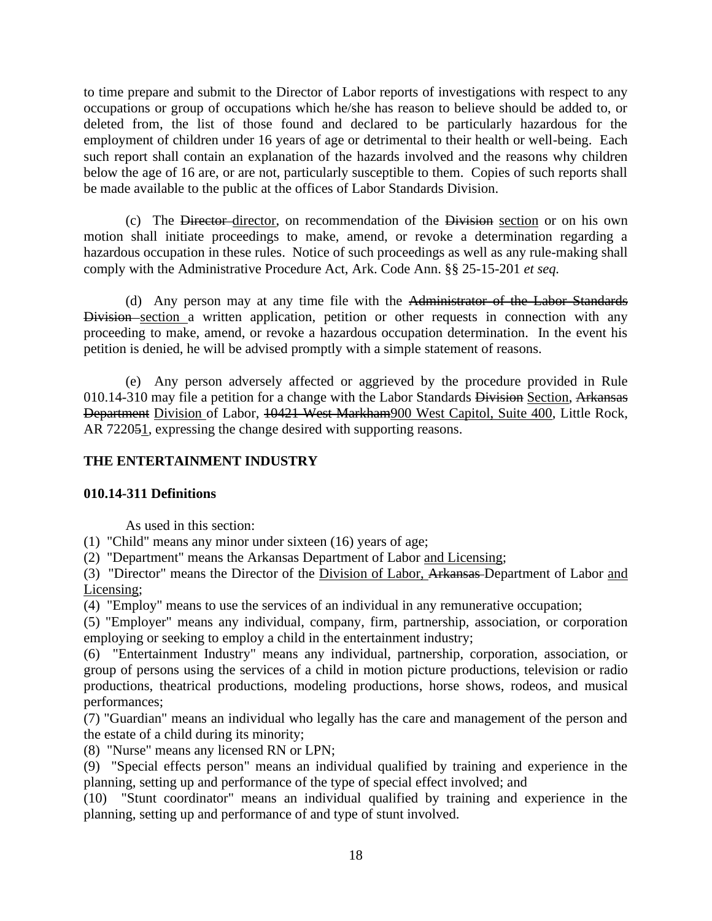to time prepare and submit to the Director of Labor reports of investigations with respect to any occupations or group of occupations which he/she has reason to believe should be added to, or deleted from, the list of those found and declared to be particularly hazardous for the employment of children under 16 years of age or detrimental to their health or well-being. Each such report shall contain an explanation of the hazards involved and the reasons why children below the age of 16 are, or are not, particularly susceptible to them. Copies of such reports shall be made available to the public at the offices of Labor Standards Division.

(c) The ~~Director~~ director, on recommendation of the ~~Division~~ section or on his own motion shall initiate proceedings to make, amend, or revoke a determination regarding a hazardous occupation in these rules. Notice of such proceedings as well as any rule-making shall comply with the Administrative Procedure Act, Ark. Code Ann. §§ 25-15-201 *et seq.*

(d) Any person may at any time file with the ~~Administrator of the Labor Standards Division~~ section a written application, petition or other requests in connection with any proceeding to make, amend, or revoke a hazardous occupation determination. In the event his petition is denied, he will be advised promptly with a simple statement of reasons.

(e) Any person adversely affected or aggrieved by the procedure provided in Rule 010.14-310 may file a petition for a change with the Labor Standards ~~Division~~ Section, ~~Arkansas Department~~ Division of Labor, ~~10421 West Markham~~900 West Capitol, Suite 400, Little Rock, AR 7220~~5~~1, expressing the change desired with supporting reasons.

**THE ENTERTAINMENT INDUSTRY**

**010.14-311 Definitions**

As used in this section:

(1) "Child" means any minor under sixteen (16) years of age;

(2) "Department" means the Arkansas Department of Labor and Licensing;

(3) "Director" means the Director of the Division of Labor, ~~Arkansas~~ Department of Labor and Licensing;

(4) "Employ" means to use the services of an individual in any remunerative occupation;

(5) "Employer" means any individual, company, firm, partnership, association, or corporation employing or seeking to employ a child in the entertainment industry;

(6) "Entertainment Industry" means any individual, partnership, corporation, association, or group of persons using the services of a child in motion picture productions, television or radio productions, theatrical productions, modeling productions, horse shows, rodeos, and musical performances;

(7) "Guardian" means an individual who legally has the care and management of the person and the estate of a child during its minority;

(8) "Nurse" means any licensed RN or LPN;

(9) "Special effects person" means an individual qualified by training and experience in the planning, setting up and performance of the type of special effect involved; and

(10) "Stunt coordinator" means an individual qualified by training and experience in the planning, setting up and performance of and type of stunt involved.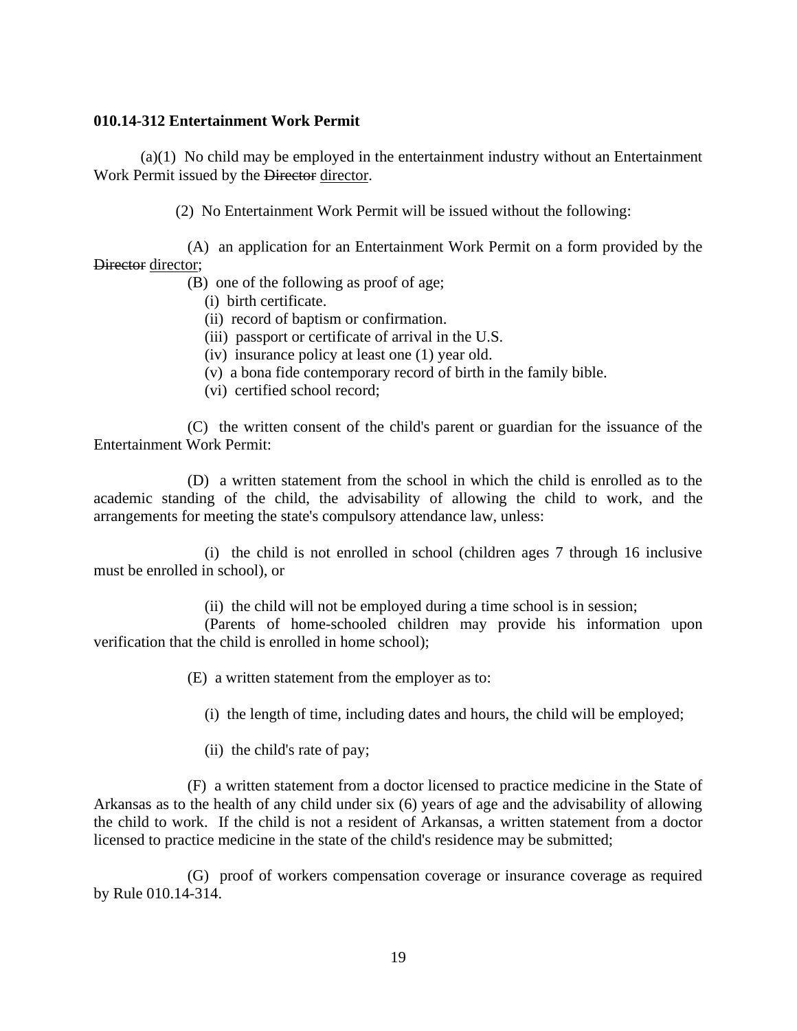**010.14-312 Entertainment Work Permit**

(a)(1) No child may be employed in the entertainment industry without an Entertainment Work Permit issued by the ~~Director~~ director.

(2) No Entertainment Work Permit will be issued without the following:

(A) an application for an Entertainment Work Permit on a form provided by the ~~Director~~ director;

(B) one of the following as proof of age;

(i) birth certificate.

(ii) record of baptism or confirmation.

(iii) passport or certificate of arrival in the U.S.

(iv) insurance policy at least one (1) year old.

(v) a bona fide contemporary record of birth in the family bible.

(vi) certified school record;

(C) the written consent of the child's parent or guardian for the issuance of the Entertainment Work Permit:

(D) a written statement from the school in which the child is enrolled as to the academic standing of the child, the advisability of allowing the child to work, and the arrangements for meeting the state's compulsory attendance law, unless:

(i) the child is not enrolled in school (children ages 7 through 16 inclusive must be enrolled in school), or

(ii) the child will not be employed during a time school is in session;

(Parents of home-schooled children may provide his information upon verification that the child is enrolled in home school);

(E) a written statement from the employer as to:

(i) the length of time, including dates and hours, the child will be employed;

(ii) the child's rate of pay;

(F) a written statement from a doctor licensed to practice medicine in the State of Arkansas as to the health of any child under six (6) years of age and the advisability of allowing the child to work. If the child is not a resident of Arkansas, a written statement from a doctor licensed to practice medicine in the state of the child's residence may be submitted;

(G) proof of workers compensation coverage or insurance coverage as required by Rule 010.14-314.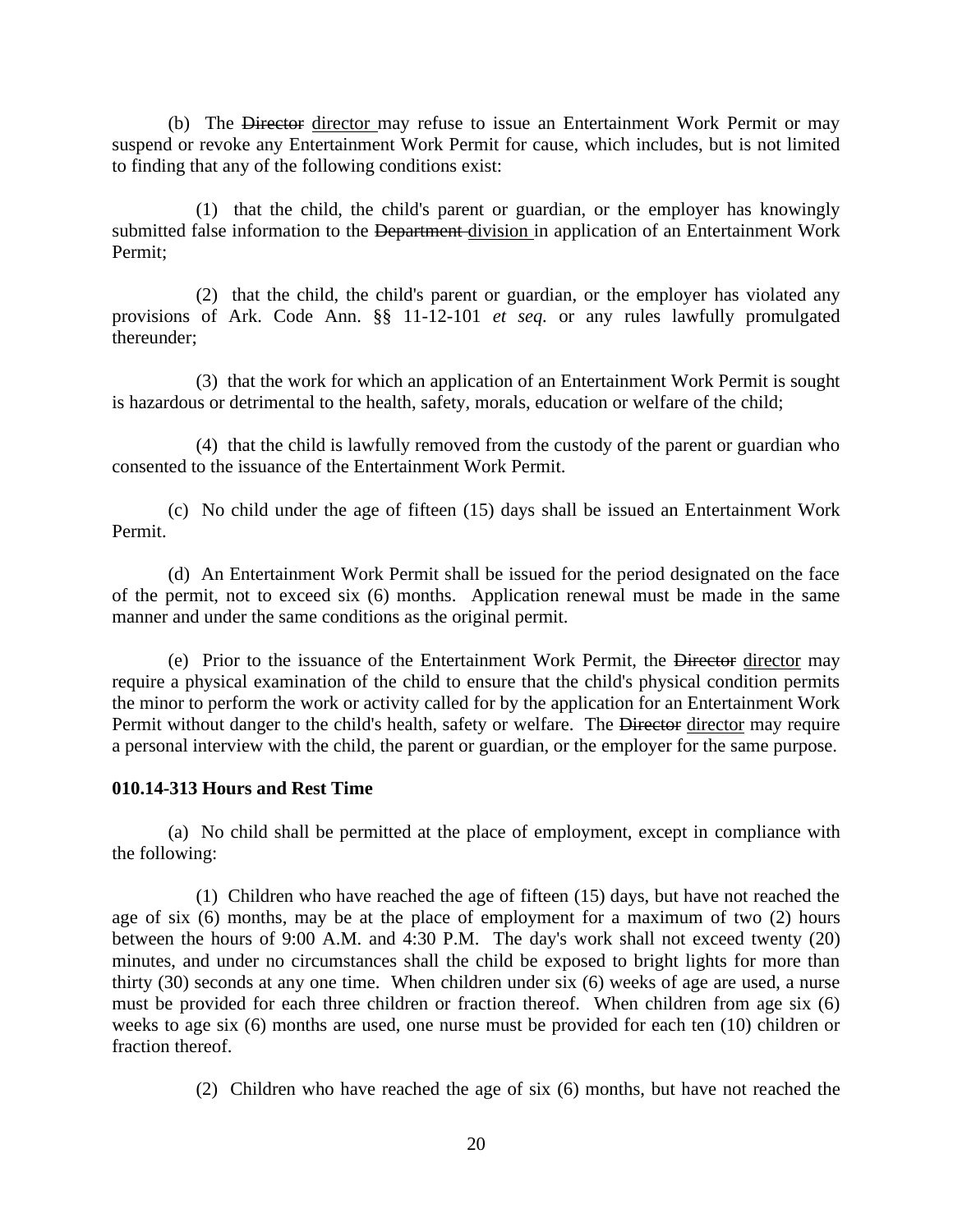(b) The ~~Director~~ <u>director</u> may refuse to issue an Entertainment Work Permit or may suspend or revoke any Entertainment Work Permit for cause, which includes, but is not limited to finding that any of the following conditions exist:

(1) that the child, the child's parent or guardian, or the employer has knowingly submitted false information to the ~~Department~~ <u>division</u> in application of an Entertainment Work Permit;

(2) that the child, the child's parent or guardian, or the employer has violated any provisions of Ark. Code Ann. §§ 11-12-101 *et seq.* or any rules lawfully promulgated thereunder;

(3) that the work for which an application of an Entertainment Work Permit is sought is hazardous or detrimental to the health, safety, morals, education or welfare of the child;

(4) that the child is lawfully removed from the custody of the parent or guardian who consented to the issuance of the Entertainment Work Permit.

(c) No child under the age of fifteen (15) days shall be issued an Entertainment Work Permit.

(d) An Entertainment Work Permit shall be issued for the period designated on the face of the permit, not to exceed six (6) months. Application renewal must be made in the same manner and under the same conditions as the original permit.

(e) Prior to the issuance of the Entertainment Work Permit, the ~~Director~~ <u>director</u> may require a physical examination of the child to ensure that the child's physical condition permits the minor to perform the work or activity called for by the application for an Entertainment Work Permit without danger to the child's health, safety or welfare. The ~~Director~~ <u>director</u> may require a personal interview with the child, the parent or guardian, or the employer for the same purpose.

**010.14-313 Hours and Rest Time**

(a) No child shall be permitted at the place of employment, except in compliance with the following:

(1) Children who have reached the age of fifteen (15) days, but have not reached the age of six (6) months, may be at the place of employment for a maximum of two (2) hours between the hours of 9:00 A.M. and 4:30 P.M. The day's work shall not exceed twenty (20) minutes, and under no circumstances shall the child be exposed to bright lights for more than thirty (30) seconds at any one time. When children under six (6) weeks of age are used, a nurse must be provided for each three children or fraction thereof. When children from age six (6) weeks to age six (6) months are used, one nurse must be provided for each ten (10) children or fraction thereof.

(2) Children who have reached the age of six (6) months, but have not reached the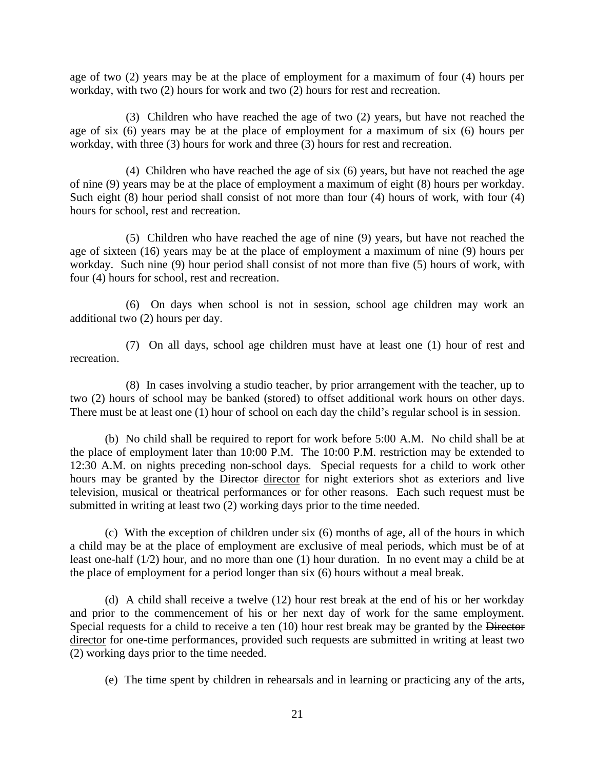age of two (2) years may be at the place of employment for a maximum of four (4) hours per workday, with two (2) hours for work and two (2) hours for rest and recreation.

(3) Children who have reached the age of two (2) years, but have not reached the age of six (6) years may be at the place of employment for a maximum of six (6) hours per workday, with three (3) hours for work and three (3) hours for rest and recreation.

(4) Children who have reached the age of six (6) years, but have not reached the age of nine (9) years may be at the place of employment a maximum of eight (8) hours per workday. Such eight (8) hour period shall consist of not more than four (4) hours of work, with four (4) hours for school, rest and recreation.

(5) Children who have reached the age of nine (9) years, but have not reached the age of sixteen (16) years may be at the place of employment a maximum of nine (9) hours per workday. Such nine (9) hour period shall consist of not more than five (5) hours of work, with four (4) hours for school, rest and recreation.

(6) On days when school is not in session, school age children may work an additional two (2) hours per day.

(7) On all days, school age children must have at least one (1) hour of rest and recreation.

(8) In cases involving a studio teacher, by prior arrangement with the teacher, up to two (2) hours of school may be banked (stored) to offset additional work hours on other days. There must be at least one (1) hour of school on each day the child's regular school is in session.

(b) No child shall be required to report for work before 5:00 A.M. No child shall be at the place of employment later than 10:00 P.M. The 10:00 P.M. restriction may be extended to 12:30 A.M. on nights preceding non-school days. Special requests for a child to work other hours may be granted by the ~~Director~~ <u>director</u> for night exteriors shot as exteriors and live television, musical or theatrical performances or for other reasons. Each such request must be submitted in writing at least two (2) working days prior to the time needed.

(c) With the exception of children under six (6) months of age, all of the hours in which a child may be at the place of employment are exclusive of meal periods, which must be of at least one-half (1/2) hour, and no more than one (1) hour duration. In no event may a child be at the place of employment for a period longer than six (6) hours without a meal break.

(d) A child shall receive a twelve (12) hour rest break at the end of his or her workday and prior to the commencement of his or her next day of work for the same employment. Special requests for a child to receive a ten (10) hour rest break may be granted by the ~~Director~~ <u>director</u> for one-time performances, provided such requests are submitted in writing at least two (2) working days prior to the time needed.

(e) The time spent by children in rehearsals and in learning or practicing any of the arts,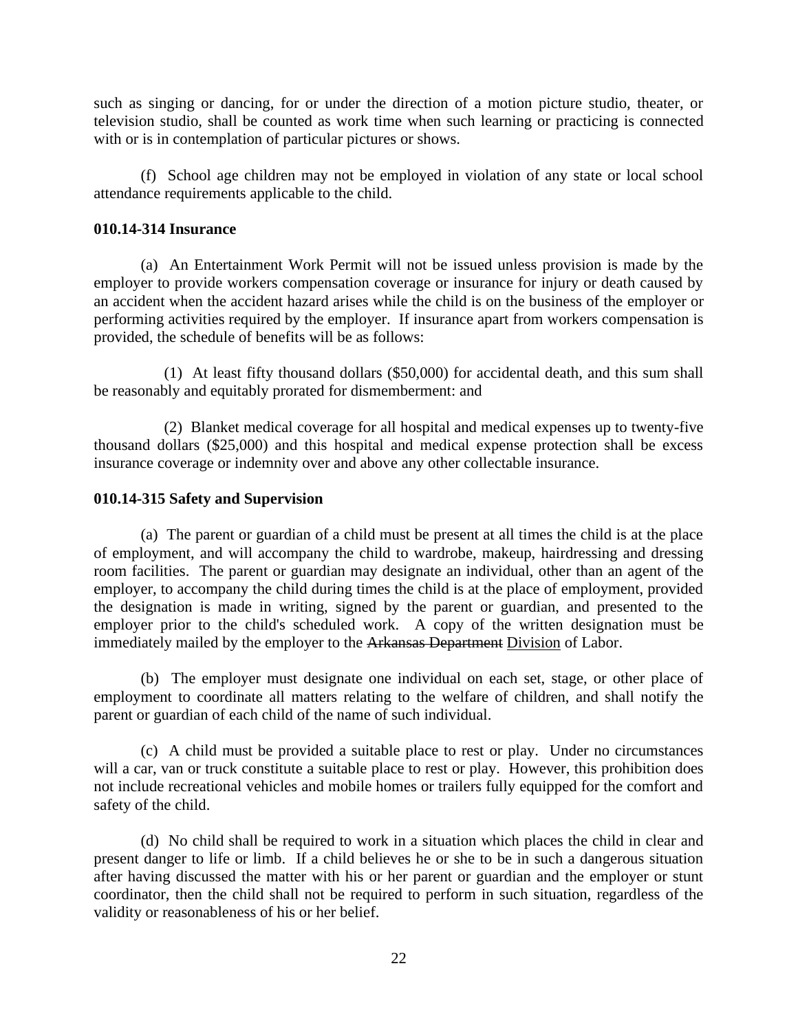such as singing or dancing, for or under the direction of a motion picture studio, theater, or television studio, shall be counted as work time when such learning or practicing is connected with or is in contemplation of particular pictures or shows.

(f) School age children may not be employed in violation of any state or local school attendance requirements applicable to the child.

**010.14-314 Insurance**

(a) An Entertainment Work Permit will not be issued unless provision is made by the employer to provide workers compensation coverage or insurance for injury or death caused by an accident when the accident hazard arises while the child is on the business of the employer or performing activities required by the employer. If insurance apart from workers compensation is provided, the schedule of benefits will be as follows:

(1) At least fifty thousand dollars ($50,000) for accidental death, and this sum shall be reasonably and equitably prorated for dismemberment: and

(2) Blanket medical coverage for all hospital and medical expenses up to twenty-five thousand dollars ($25,000) and this hospital and medical expense protection shall be excess insurance coverage or indemnity over and above any other collectable insurance.

**010.14-315 Safety and Supervision**

(a) The parent or guardian of a child must be present at all times the child is at the place of employment, and will accompany the child to wardrobe, makeup, hairdressing and dressing room facilities. The parent or guardian may designate an individual, other than an agent of the employer, to accompany the child during times the child is at the place of employment, provided the designation is made in writing, signed by the parent or guardian, and presented to the employer prior to the child's scheduled work. A copy of the written designation must be immediately mailed by the employer to the ~~Arkansas Department~~ <u>Division</u> of Labor.

(b) The employer must designate one individual on each set, stage, or other place of employment to coordinate all matters relating to the welfare of children, and shall notify the parent or guardian of each child of the name of such individual.

(c) A child must be provided a suitable place to rest or play. Under no circumstances will a car, van or truck constitute a suitable place to rest or play. However, this prohibition does not include recreational vehicles and mobile homes or trailers fully equipped for the comfort and safety of the child.

(d) No child shall be required to work in a situation which places the child in clear and present danger to life or limb. If a child believes he or she to be in such a dangerous situation after having discussed the matter with his or her parent or guardian and the employer or stunt coordinator, then the child shall not be required to perform in such situation, regardless of the validity or reasonableness of his or her belief.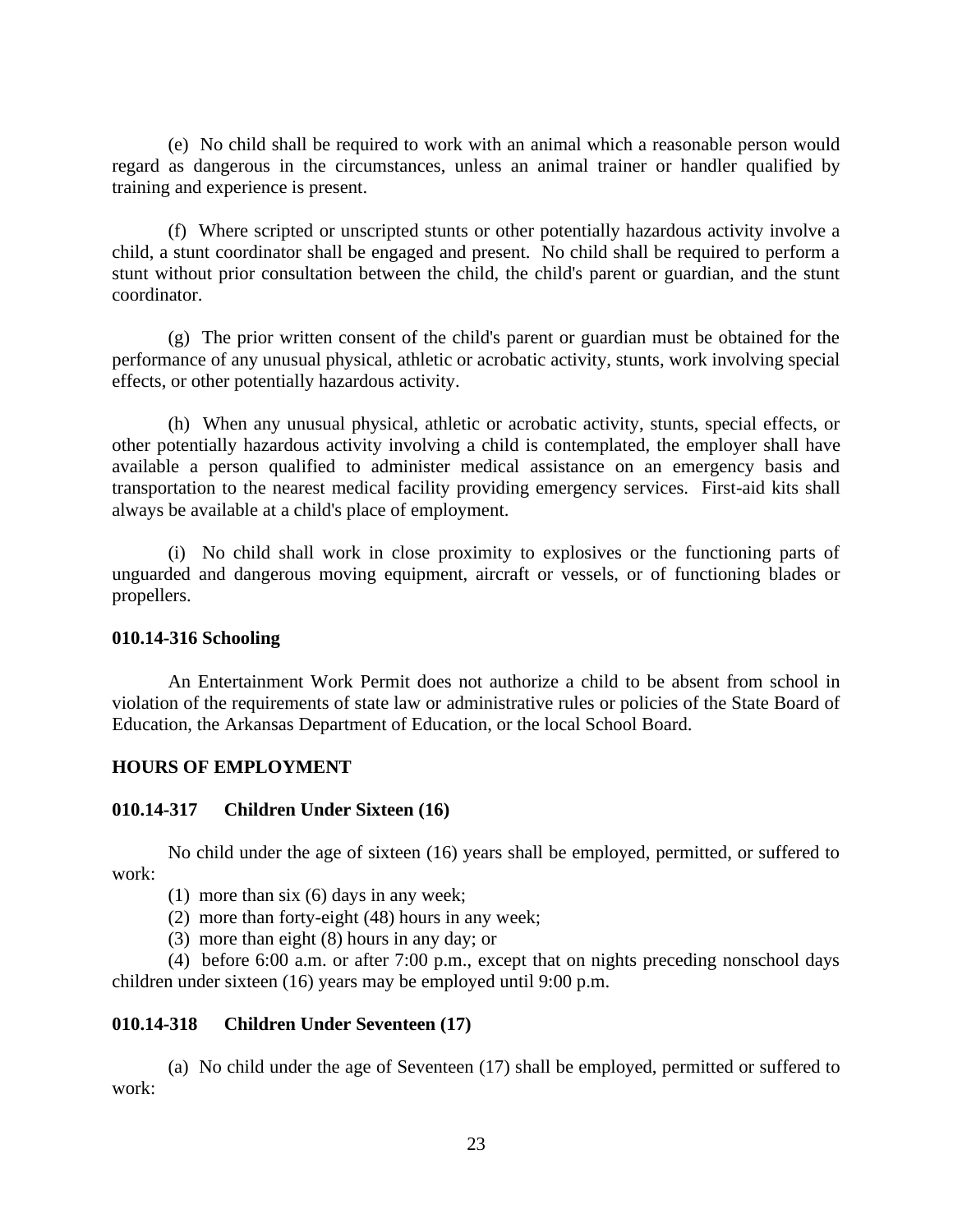(e) No child shall be required to work with an animal which a reasonable person would regard as dangerous in the circumstances, unless an animal trainer or handler qualified by training and experience is present.

(f) Where scripted or unscripted stunts or other potentially hazardous activity involve a child, a stunt coordinator shall be engaged and present. No child shall be required to perform a stunt without prior consultation between the child, the child's parent or guardian, and the stunt coordinator.

(g) The prior written consent of the child's parent or guardian must be obtained for the performance of any unusual physical, athletic or acrobatic activity, stunts, work involving special effects, or other potentially hazardous activity.

(h) When any unusual physical, athletic or acrobatic activity, stunts, special effects, or other potentially hazardous activity involving a child is contemplated, the employer shall have available a person qualified to administer medical assistance on an emergency basis and transportation to the nearest medical facility providing emergency services. First-aid kits shall always be available at a child's place of employment.

(i) No child shall work in close proximity to explosives or the functioning parts of unguarded and dangerous moving equipment, aircraft or vessels, or of functioning blades or propellers.

**010.14-316 Schooling**

An Entertainment Work Permit does not authorize a child to be absent from school in violation of the requirements of state law or administrative rules or policies of the State Board of Education, the Arkansas Department of Education, or the local School Board.

**HOURS OF EMPLOYMENT**

**010.14-317 Children Under Sixteen (16)**

No child under the age of sixteen (16) years shall be employed, permitted, or suffered to work:

(1) more than six (6) days in any week;

(2) more than forty-eight (48) hours in any week;

(3) more than eight (8) hours in any day; or

(4) before 6:00 a.m. or after 7:00 p.m., except that on nights preceding nonschool days children under sixteen (16) years may be employed until 9:00 p.m.

**010.14-318 Children Under Seventeen (17)**

(a) No child under the age of Seventeen (17) shall be employed, permitted or suffered to work: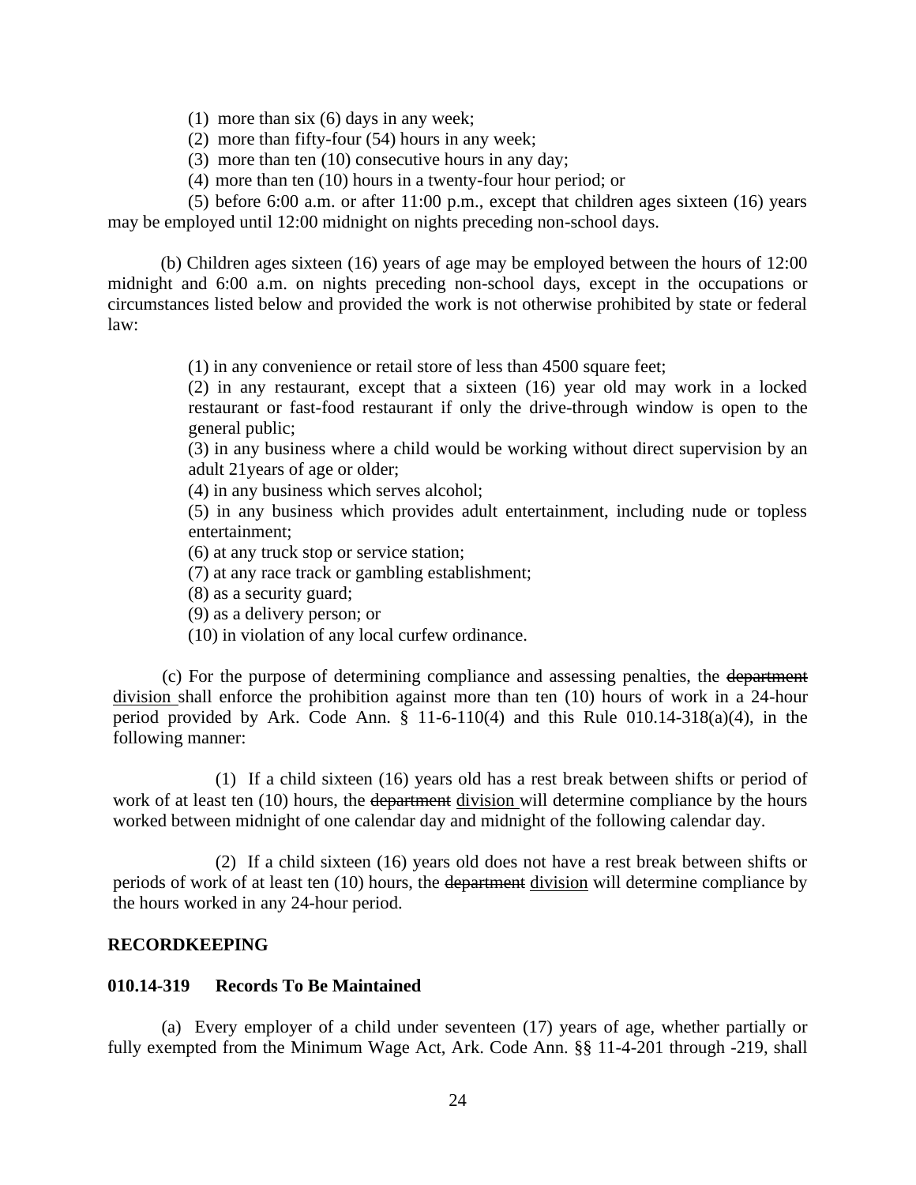(1) more than six (6) days in any week;

(2) more than fifty-four (54) hours in any week;

(3) more than ten (10) consecutive hours in any day;

(4) more than ten (10) hours in a twenty-four hour period; or

(5) before 6:00 a.m. or after 11:00 p.m., except that children ages sixteen (16) years may be employed until 12:00 midnight on nights preceding non-school days.

(b) Children ages sixteen (16) years of age may be employed between the hours of 12:00 midnight and 6:00 a.m. on nights preceding non-school days, except in the occupations or circumstances listed below and provided the work is not otherwise prohibited by state or federal law:

(1) in any convenience or retail store of less than 4500 square feet;

(2) in any restaurant, except that a sixteen (16) year old may work in a locked restaurant or fast-food restaurant if only the drive-through window is open to the general public;

(3) in any business where a child would be working without direct supervision by an adult 21years of age or older;

(4) in any business which serves alcohol;

(5) in any business which provides adult entertainment, including nude or topless entertainment;

(6) at any truck stop or service station;

(7) at any race track or gambling establishment;

(8) as a security guard;

(9) as a delivery person; or

(10) in violation of any local curfew ordinance.

(c) For the purpose of determining compliance and assessing penalties, the ~~department~~ division shall enforce the prohibition against more than ten (10) hours of work in a 24-hour period provided by Ark. Code Ann. § 11-6-110(4) and this Rule 010.14-318(a)(4), in the following manner:

(1) If a child sixteen (16) years old has a rest break between shifts or period of work of at least ten (10) hours, the ~~department~~ division will determine compliance by the hours worked between midnight of one calendar day and midnight of the following calendar day.

(2) If a child sixteen (16) years old does not have a rest break between shifts or periods of work of at least ten (10) hours, the ~~department~~ division will determine compliance by the hours worked in any 24-hour period.

**RECORDKEEPING**

**010.14-319 Records To Be Maintained**

(a) Every employer of a child under seventeen (17) years of age, whether partially or fully exempted from the Minimum Wage Act, Ark. Code Ann. §§ 11-4-201 through -219, shall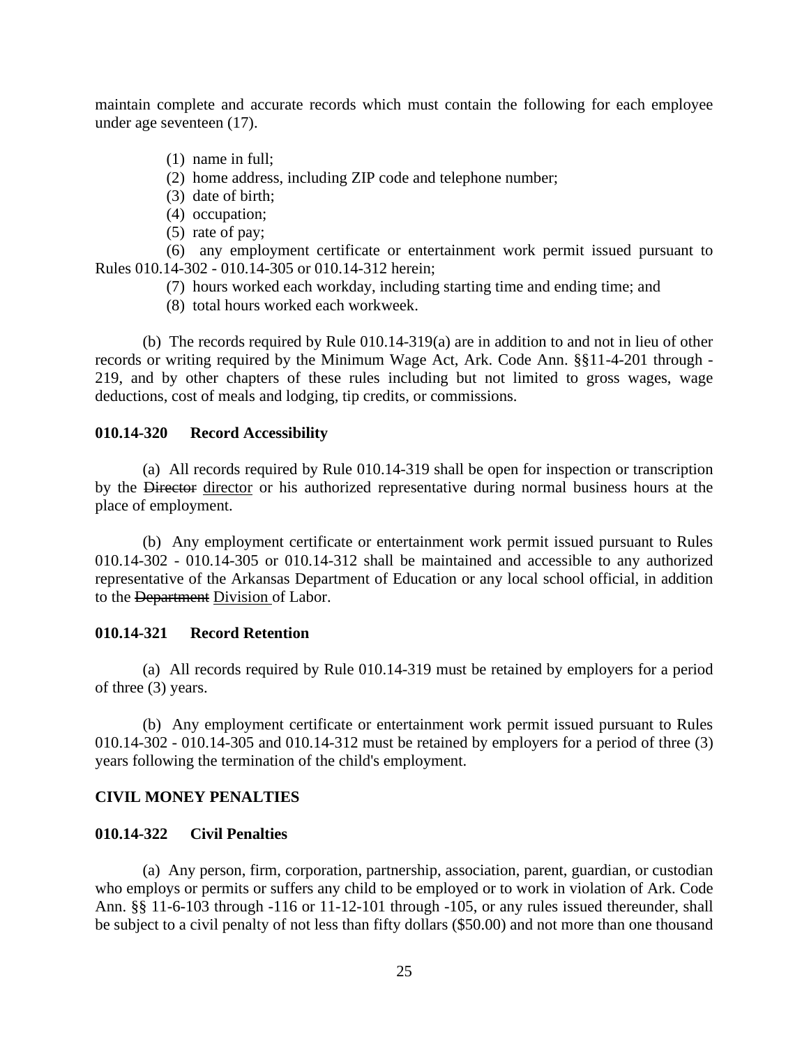maintain complete and accurate records which must contain the following for each employee under age seventeen (17).

(1) name in full;
(2) home address, including ZIP code and telephone number;
(3) date of birth;
(4) occupation;
(5) rate of pay;
(6) any employment certificate or entertainment work permit issued pursuant to Rules 010.14-302 - 010.14-305 or 010.14-312 herein;
(7) hours worked each workday, including starting time and ending time; and
(8) total hours worked each workweek.

(b) The records required by Rule 010.14-319(a) are in addition to and not in lieu of other records or writing required by the Minimum Wage Act, Ark. Code Ann. §§11-4-201 through -219, and by other chapters of these rules including but not limited to gross wages, wage deductions, cost of meals and lodging, tip credits, or commissions.

**010.14-320 Record Accessibility**

(a) All records required by Rule 010.14-319 shall be open for inspection or transcription by the ~~Director~~ <u>director</u> or his authorized representative during normal business hours at the place of employment.

(b) Any employment certificate or entertainment work permit issued pursuant to Rules 010.14-302 - 010.14-305 or 010.14-312 shall be maintained and accessible to any authorized representative of the Arkansas Department of Education or any local school official, in addition to the ~~Department~~ <u>Division</u> of Labor.

**010.14-321 Record Retention**

(a) All records required by Rule 010.14-319 must be retained by employers for a period of three (3) years.

(b) Any employment certificate or entertainment work permit issued pursuant to Rules 010.14-302 - 010.14-305 and 010.14-312 must be retained by employers for a period of three (3) years following the termination of the child's employment.

**CIVIL MONEY PENALTIES**

**010.14-322 Civil Penalties**

(a) Any person, firm, corporation, partnership, association, parent, guardian, or custodian who employs or permits or suffers any child to be employed or to work in violation of Ark. Code Ann. §§ 11-6-103 through -116 or 11-12-101 through -105, or any rules issued thereunder, shall be subject to a civil penalty of not less than fifty dollars ($50.00) and not more than one thousand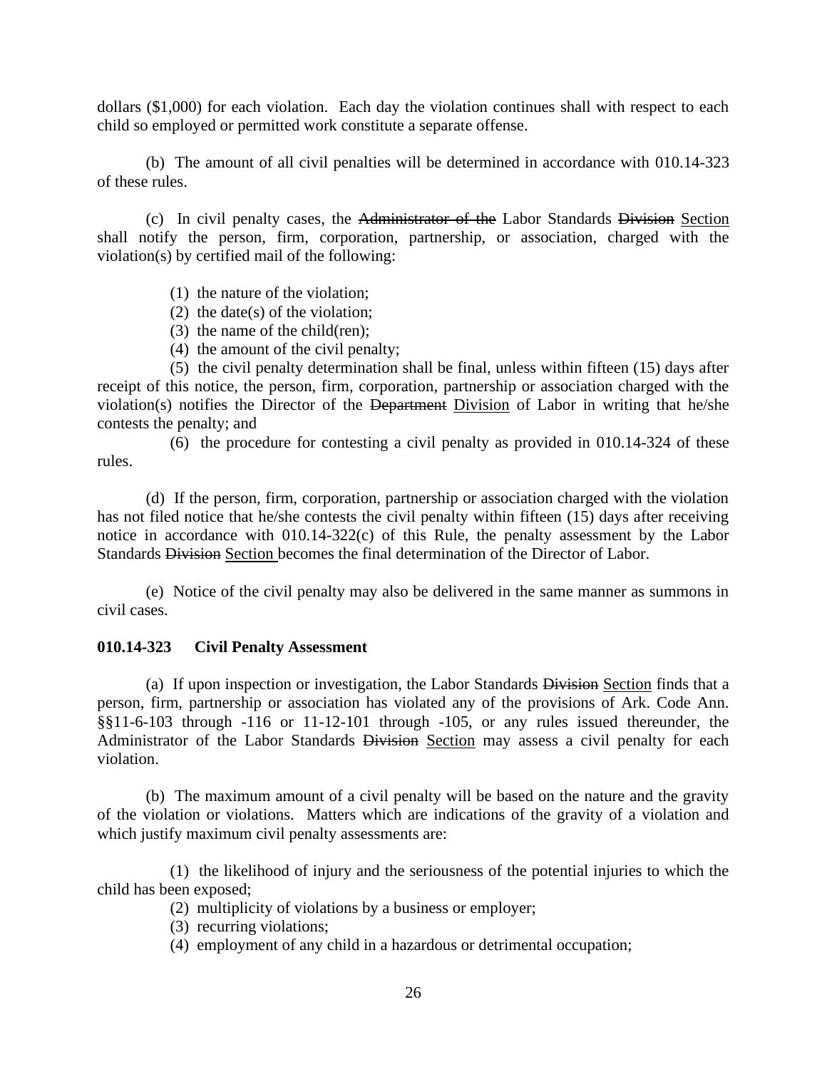dollars ($1,000) for each violation. Each day the violation continues shall with respect to each child so employed or permitted work constitute a separate offense.

(b) The amount of all civil penalties will be determined in accordance with 010.14-323 of these rules.

(c) In civil penalty cases, the ~~Administrator of the~~ Labor Standards ~~Division~~ Section shall notify the person, firm, corporation, partnership, or association, charged with the violation(s) by certified mail of the following:

(1) the nature of the violation;
(2) the date(s) of the violation;
(3) the name of the child(ren);
(4) the amount of the civil penalty;
(5) the civil penalty determination shall be final, unless within fifteen (15) days after receipt of this notice, the person, firm, corporation, partnership or association charged with the violation(s) notifies the Director of the ~~Department~~ Division of Labor in writing that he/she contests the penalty; and
(6) the procedure for contesting a civil penalty as provided in 010.14-324 of these rules.

(d) If the person, firm, corporation, partnership or association charged with the violation has not filed notice that he/she contests the civil penalty within fifteen (15) days after receiving notice in accordance with 010.14-322(c) of this Rule, the penalty assessment by the Labor Standards ~~Division~~ Section becomes the final determination of the Director of Labor.

(e) Notice of the civil penalty may also be delivered in the same manner as summons in civil cases.

**010.14-323 Civil Penalty Assessment**

(a) If upon inspection or investigation, the Labor Standards ~~Division~~ Section finds that a person, firm, partnership or association has violated any of the provisions of Ark. Code Ann. §§11-6-103 through -116 or 11-12-101 through -105, or any rules issued thereunder, the Administrator of the Labor Standards ~~Division~~ Section may assess a civil penalty for each violation.

(b) The maximum amount of a civil penalty will be based on the nature and the gravity of the violation or violations. Matters which are indications of the gravity of a violation and which justify maximum civil penalty assessments are:

(1) the likelihood of injury and the seriousness of the potential injuries to which the child has been exposed;
(2) multiplicity of violations by a business or employer;
(3) recurring violations;
(4) employment of any child in a hazardous or detrimental occupation;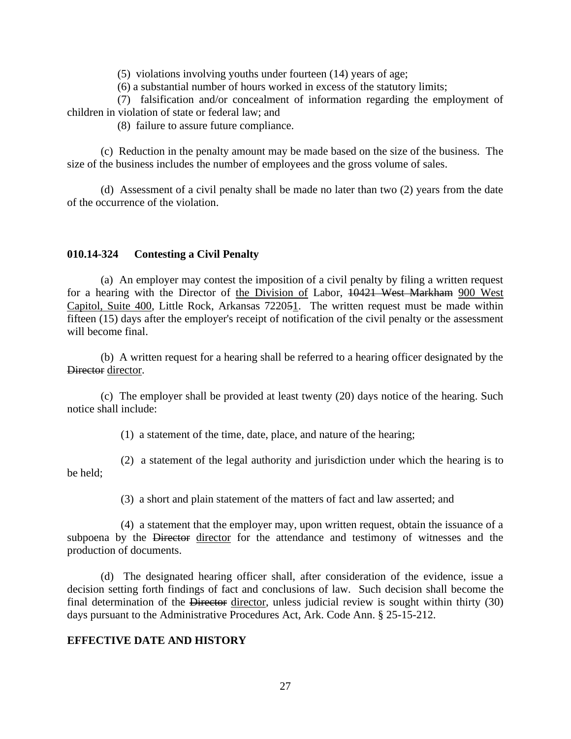(5) violations involving youths under fourteen (14) years of age;

(6) a substantial number of hours worked in excess of the statutory limits;

(7) falsification and/or concealment of information regarding the employment of children in violation of state or federal law; and

(8) failure to assure future compliance.

(c) Reduction in the penalty amount may be made based on the size of the business. The size of the business includes the number of employees and the gross volume of sales.

(d) Assessment of a civil penalty shall be made no later than two (2) years from the date of the occurrence of the violation.

**010.14-324 Contesting a Civil Penalty**

(a) An employer may contest the imposition of a civil penalty by filing a written request for a hearing with the Director of <u>the Division of</u> Labor, ~~10421 West Markham~~ <u>900 West Capitol, Suite 400</u>, Little Rock, Arkansas 7220~~5~~<u>1</u>. The written request must be made within fifteen (15) days after the employer's receipt of notification of the civil penalty or the assessment will become final.

(b) A written request for a hearing shall be referred to a hearing officer designated by the ~~Director~~ <u>director</u>.

(c) The employer shall be provided at least twenty (20) days notice of the hearing. Such notice shall include:

(1) a statement of the time, date, place, and nature of the hearing;

(2) a statement of the legal authority and jurisdiction under which the hearing is to be held;

(3) a short and plain statement of the matters of fact and law asserted; and

(4) a statement that the employer may, upon written request, obtain the issuance of a subpoena by the ~~Director~~ <u>director</u> for the attendance and testimony of witnesses and the production of documents.

(d) The designated hearing officer shall, after consideration of the evidence, issue a decision setting forth findings of fact and conclusions of law. Such decision shall become the final determination of the ~~Director~~ <u>director</u>, unless judicial review is sought within thirty (30) days pursuant to the Administrative Procedures Act, Ark. Code Ann. § 25-15-212.

**EFFECTIVE DATE AND HISTORY**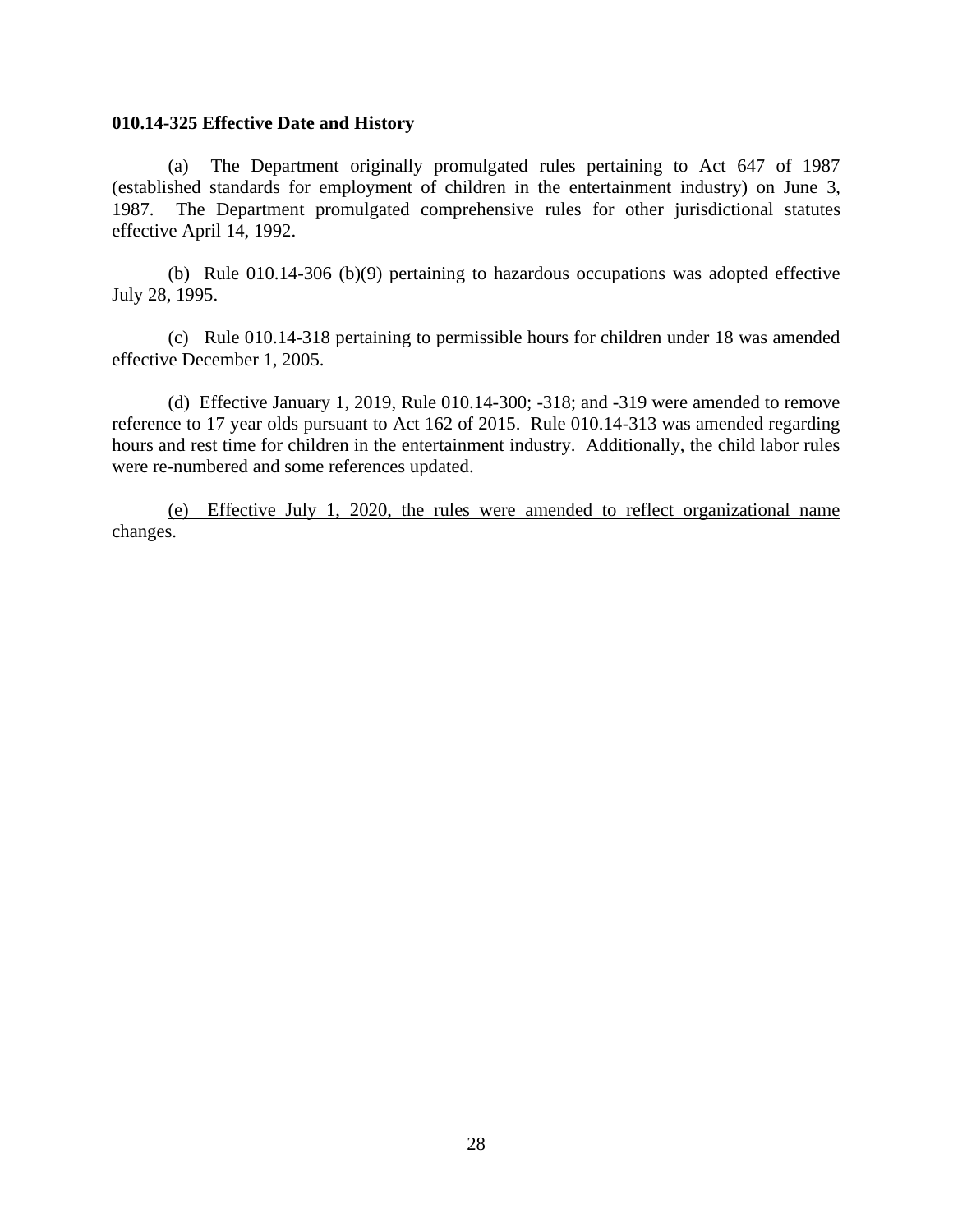**010.14-325 Effective Date and History**

(a) The Department originally promulgated rules pertaining to Act 647 of 1987 (established standards for employment of children in the entertainment industry) on June 3, 1987. The Department promulgated comprehensive rules for other jurisdictional statutes effective April 14, 1992.

(b) Rule 010.14-306 (b)(9) pertaining to hazardous occupations was adopted effective July 28, 1995.

(c) Rule 010.14-318 pertaining to permissible hours for children under 18 was amended effective December 1, 2005.

(d) Effective January 1, 2019, Rule 010.14-300; -318; and -319 were amended to remove reference to 17 year olds pursuant to Act 162 of 2015. Rule 010.14-313 was amended regarding hours and rest time for children in the entertainment industry. Additionally, the child labor rules were re-numbered and some references updated.

<u>(e) Effective July 1, 2020, the rules were amended to reflect organizational name changes.</u>